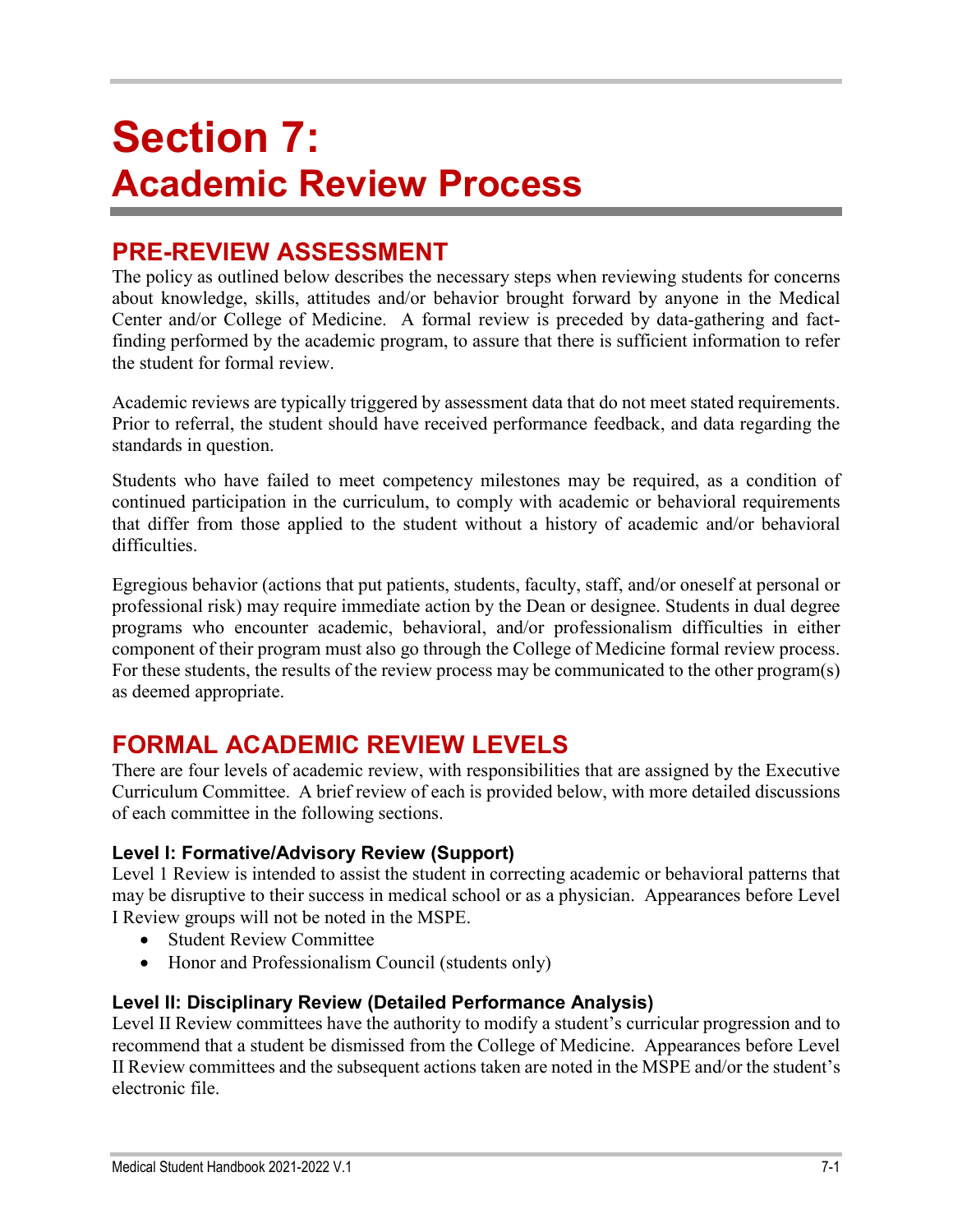# Section 7: Academic Review Process

## PRE-REVIEW ASSESSMENT

The policy as outlined below describes the necessary steps when reviewing students for concerns about knowledge, skills, attitudes and/or behavior brought forward by anyone in the Medical Center and/or College of Medicine. A formal review is preceded by data-gathering and fact-finding performed by the academic program, to assure that there is sufficient information to refer the student for formal review.

Academic reviews are typically triggered by assessment data that do not meet stated requirements. Prior to referral, the student should have received performance feedback, and data regarding the standards in question.

Students who have failed to meet competency milestones may be required, as a condition of continued participation in the curriculum, to comply with academic or behavioral requirements that differ from those applied to the student without a history of academic and/or behavioral difficulties.

Egregious behavior (actions that put patients, students, faculty, staff, and/or oneself at personal or professional risk) may require immediate action by the Dean or designee. Students in dual degree programs who encounter academic, behavioral, and/or professionalism difficulties in either component of their program must also go through the College of Medicine formal review process. For these students, the results of the review process may be communicated to the other program(s) as deemed appropriate.

## FORMAL ACADEMIC REVIEW LEVELS

There are four levels of academic review, with responsibilities that are assigned by the Executive Curriculum Committee. A brief review of each is provided below, with more detailed discussions of each committee in the following sections.

### Level I: Formative/Advisory Review (Support)

Level 1 Review is intended to assist the student in correcting academic or behavioral patterns that may be disruptive to their success in medical school or as a physician. Appearances before Level I Review groups will not be noted in the MSPE.

- Student Review Committee
- Honor and Professionalism Council (students only)

### Level II: Disciplinary Review (Detailed Performance Analysis)

Level II Review committees have the authority to modify a student's curricular progression and to recommend that a student be dismissed from the College of Medicine. Appearances before Level II Review committees and the subsequent actions taken are noted in the MSPE and/or the student's electronic file.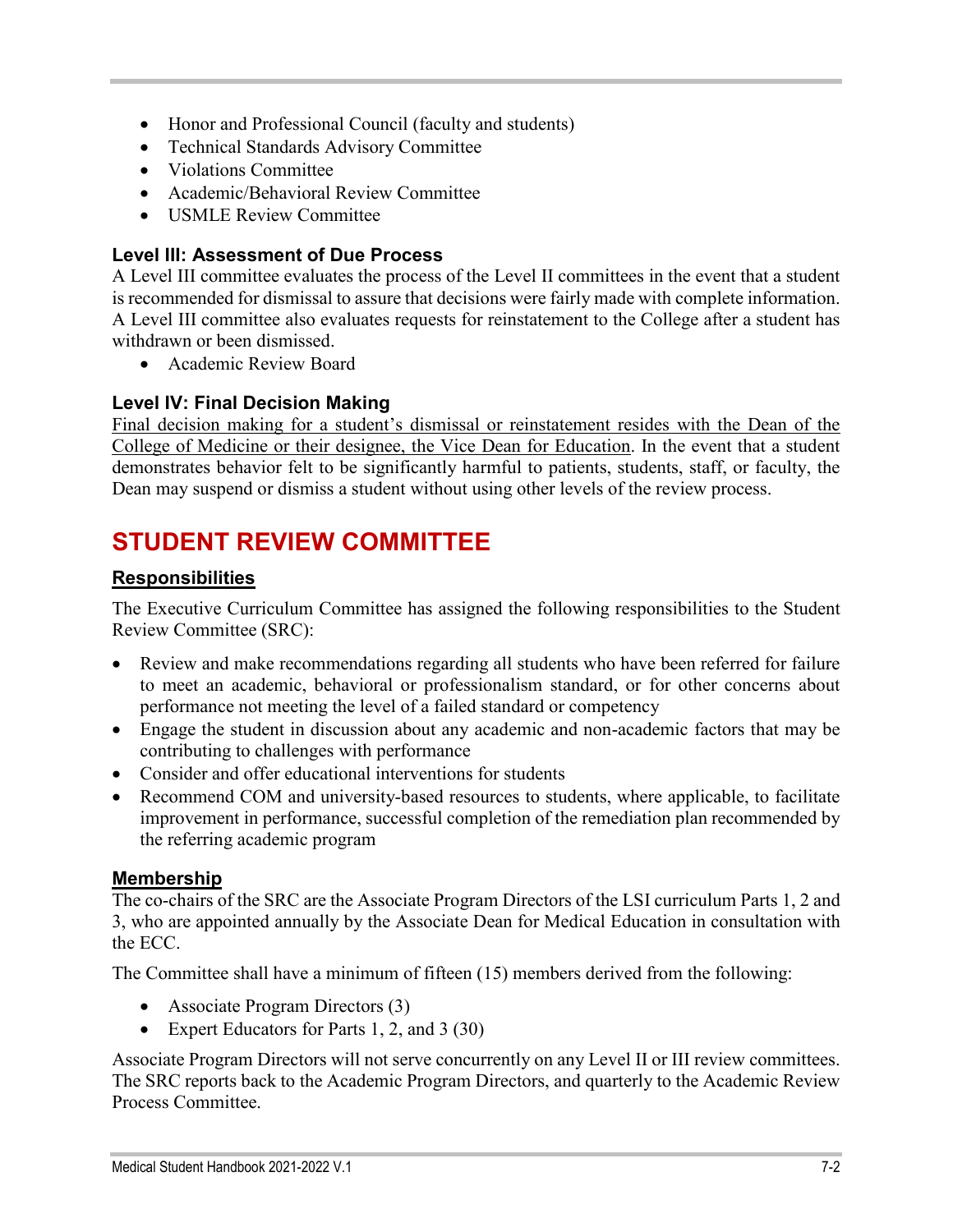- Honor and Professional Council (faculty and students)
- Technical Standards Advisory Committee
- Violations Committee
- Academic/Behavioral Review Committee
- USMLE Review Committee

### Level III: Assessment of Due Process

A Level III committee evaluates the process of the Level II committees in the event that a student is recommended for dismissal to assure that decisions were fairly made with complete information. A Level III committee also evaluates requests for reinstatement to the College after a student has withdrawn or been dismissed.

- Academic Review Board

### Level IV: Final Decision Making

<u>Final decision making for a student's dismissal or reinstatement resides with the Dean of the College of Medicine or their designee, the Vice Dean for Education</u>. In the event that a student demonstrates behavior felt to be significantly harmful to patients, students, staff, or faculty, the Dean may suspend or dismiss a student without using other levels of the review process.

## STUDENT REVIEW COMMITTEE

### Responsibilities

The Executive Curriculum Committee has assigned the following responsibilities to the Student Review Committee (SRC):

- Review and make recommendations regarding all students who have been referred for failure to meet an academic, behavioral or professionalism standard, or for other concerns about performance not meeting the level of a failed standard or competency
- Engage the student in discussion about any academic and non-academic factors that may be contributing to challenges with performance
- Consider and offer educational interventions for students
- Recommend COM and university-based resources to students, where applicable, to facilitate improvement in performance, successful completion of the remediation plan recommended by the referring academic program

### Membership

The co-chairs of the SRC are the Associate Program Directors of the LSI curriculum Parts 1, 2 and 3, who are appointed annually by the Associate Dean for Medical Education in consultation with the ECC.

The Committee shall have a minimum of fifteen (15) members derived from the following:

- Associate Program Directors (3)
- Expert Educators for Parts 1, 2, and 3 (30)

Associate Program Directors will not serve concurrently on any Level II or III review committees. The SRC reports back to the Academic Program Directors, and quarterly to the Academic Review Process Committee.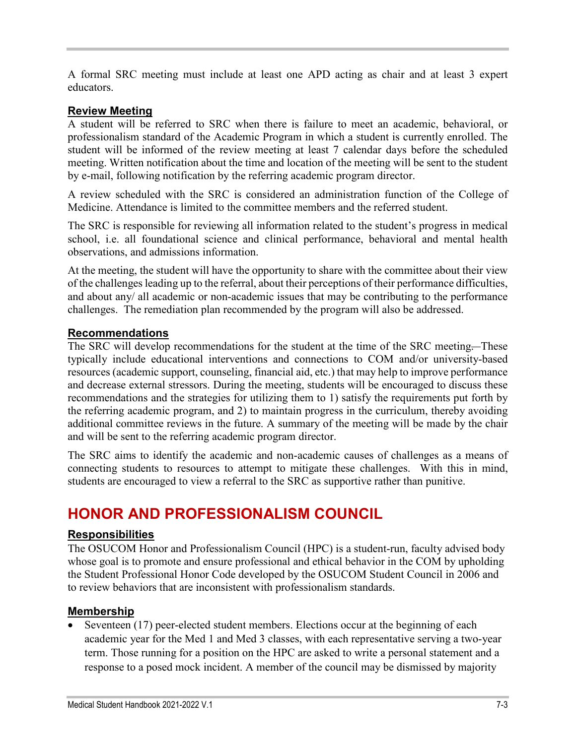A formal SRC meeting must include at least one APD acting as chair and at least 3 expert educators.

### Review Meeting

A student will be referred to SRC when there is failure to meet an academic, behavioral, or professionalism standard of the Academic Program in which a student is currently enrolled. The student will be informed of the review meeting at least 7 calendar days before the scheduled meeting. Written notification about the time and location of the meeting will be sent to the student by e-mail, following notification by the referring academic program director.

A review scheduled with the SRC is considered an administration function of the College of Medicine. Attendance is limited to the committee members and the referred student.

The SRC is responsible for reviewing all information related to the student's progress in medical school, i.e. all foundational science and clinical performance, behavioral and mental health observations, and admissions information.

At the meeting, the student will have the opportunity to share with the committee about their view of the challenges leading up to the referral, about their perceptions of their performance difficulties, and about any/ all academic or non-academic issues that may be contributing to the performance challenges. The remediation plan recommended by the program will also be addressed.

### Recommendations

The SRC will develop recommendations for the student at the time of the SRC meeting. These typically include educational interventions and connections to COM and/or university-based resources (academic support, counseling, financial aid, etc.) that may help to improve performance and decrease external stressors. During the meeting, students will be encouraged to discuss these recommendations and the strategies for utilizing them to 1) satisfy the requirements put forth by the referring academic program, and 2) to maintain progress in the curriculum, thereby avoiding additional committee reviews in the future. A summary of the meeting will be made by the chair and will be sent to the referring academic program director.

The SRC aims to identify the academic and non-academic causes of challenges as a means of connecting students to resources to attempt to mitigate these challenges. With this in mind, students are encouraged to view a referral to the SRC as supportive rather than punitive.

## HONOR AND PROFESSIONALISM COUNCIL

### Responsibilities

The OSUCOM Honor and Professionalism Council (HPC) is a student-run, faculty advised body whose goal is to promote and ensure professional and ethical behavior in the COM by upholding the Student Professional Honor Code developed by the OSUCOM Student Council in 2006 and to review behaviors that are inconsistent with professionalism standards.

### Membership

- Seventeen (17) peer-elected student members. Elections occur at the beginning of each academic year for the Med 1 and Med 3 classes, with each representative serving a two-year term. Those running for a position on the HPC are asked to write a personal statement and a response to a posed mock incident. A member of the council may be dismissed by majority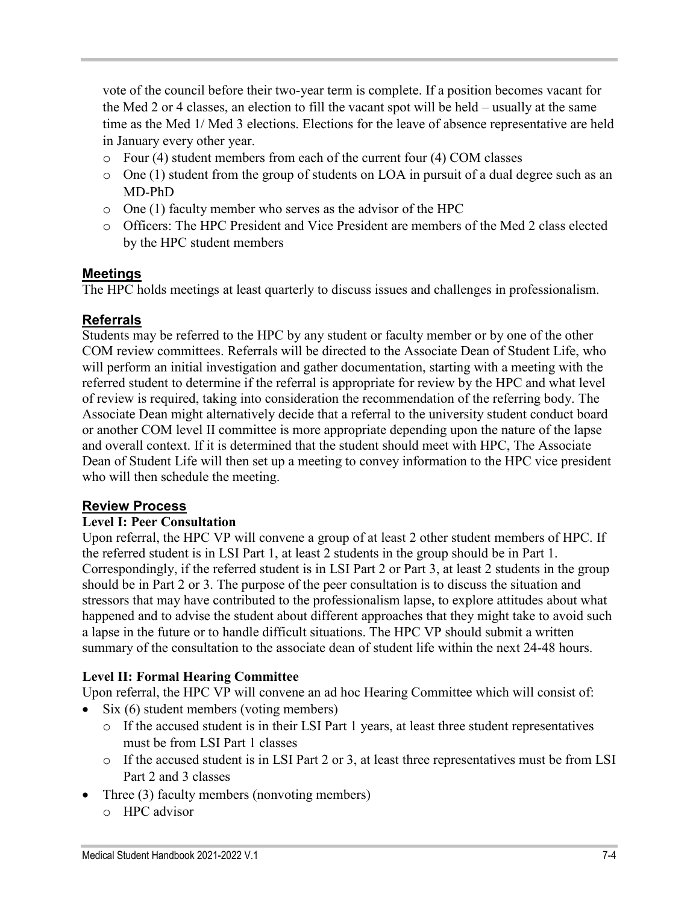vote of the council before their two-year term is complete. If a position becomes vacant for the Med 2 or 4 classes, an election to fill the vacant spot will be held – usually at the same time as the Med 1/ Med 3 elections. Elections for the leave of absence representative are held in January every other year.

- Four (4) student members from each of the current four (4) COM classes
- One (1) student from the group of students on LOA in pursuit of a dual degree such as an MD-PhD
- One (1) faculty member who serves as the advisor of the HPC
- Officers: The HPC President and Vice President are members of the Med 2 class elected by the HPC student members

## Meetings

The HPC holds meetings at least quarterly to discuss issues and challenges in professionalism.

## Referrals

Students may be referred to the HPC by any student or faculty member or by one of the other COM review committees. Referrals will be directed to the Associate Dean of Student Life, who will perform an initial investigation and gather documentation, starting with a meeting with the referred student to determine if the referral is appropriate for review by the HPC and what level of review is required, taking into consideration the recommendation of the referring body. The Associate Dean might alternatively decide that a referral to the university student conduct board or another COM level II committee is more appropriate depending upon the nature of the lapse and overall context. If it is determined that the student should meet with HPC, The Associate Dean of Student Life will then set up a meeting to convey information to the HPC vice president who will then schedule the meeting.

## Review Process

### Level I: Peer Consultation

Upon referral, the HPC VP will convene a group of at least 2 other student members of HPC. If the referred student is in LSI Part 1, at least 2 students in the group should be in Part 1. Correspondingly, if the referred student is in LSI Part 2 or Part 3, at least 2 students in the group should be in Part 2 or 3. The purpose of the peer consultation is to discuss the situation and stressors that may have contributed to the professionalism lapse, to explore attitudes about what happened and to advise the student about different approaches that they might take to avoid such a lapse in the future or to handle difficult situations. The HPC VP should submit a written summary of the consultation to the associate dean of student life within the next 24-48 hours.

### Level II: Formal Hearing Committee

Upon referral, the HPC VP will convene an ad hoc Hearing Committee which will consist of:

- Six (6) student members (voting members)
  - If the accused student is in their LSI Part 1 years, at least three student representatives must be from LSI Part 1 classes
  - If the accused student is in LSI Part 2 or 3, at least three representatives must be from LSI Part 2 and 3 classes
- Three (3) faculty members (nonvoting members)
  - HPC advisor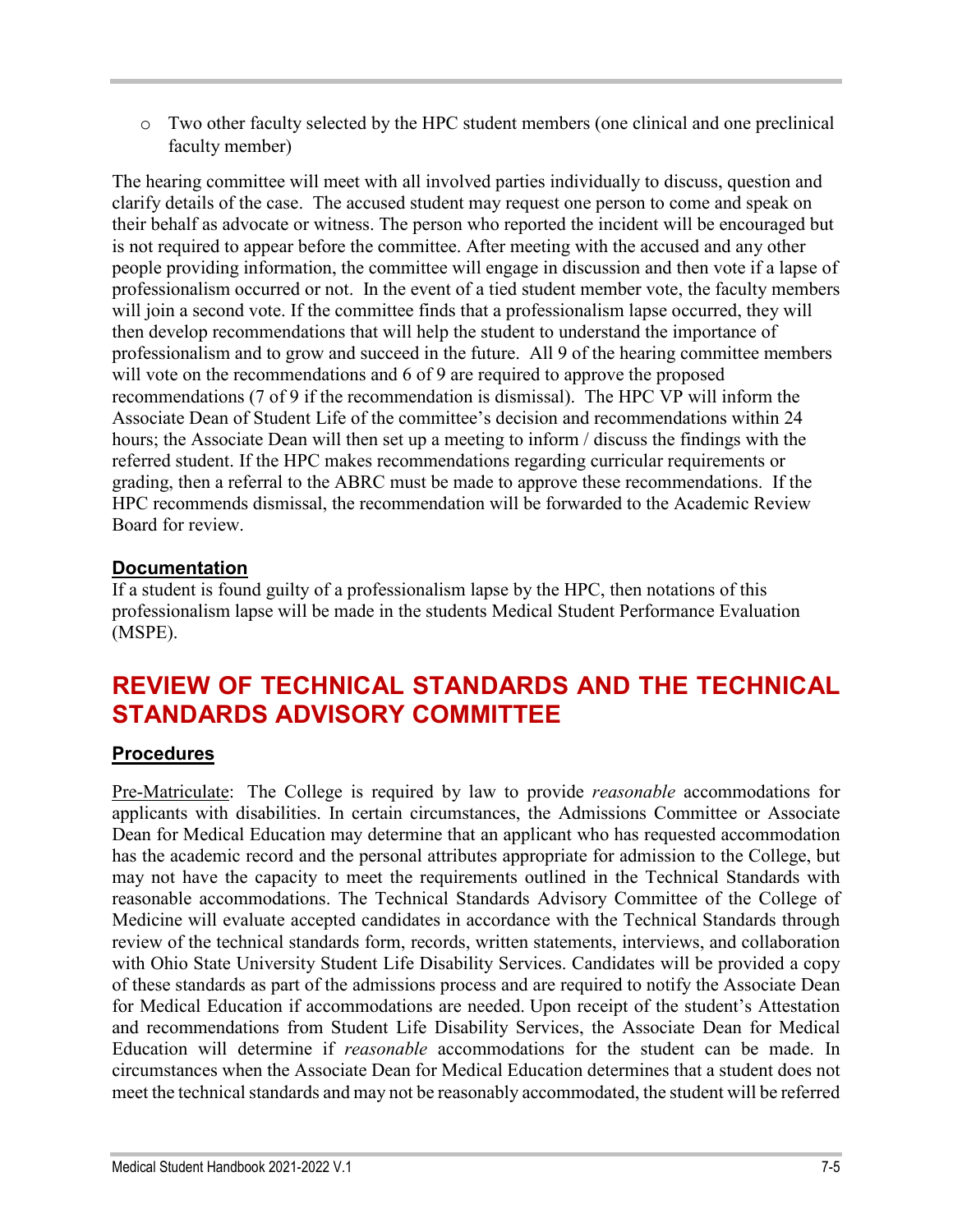- Two other faculty selected by the HPC student members (one clinical and one preclinical faculty member)

The hearing committee will meet with all involved parties individually to discuss, question and clarify details of the case. The accused student may request one person to come and speak on their behalf as advocate or witness. The person who reported the incident will be encouraged but is not required to appear before the committee. After meeting with the accused and any other people providing information, the committee will engage in discussion and then vote if a lapse of professionalism occurred or not. In the event of a tied student member vote, the faculty members will join a second vote. If the committee finds that a professionalism lapse occurred, they will then develop recommendations that will help the student to understand the importance of professionalism and to grow and succeed in the future. All 9 of the hearing committee members will vote on the recommendations and 6 of 9 are required to approve the proposed recommendations (7 of 9 if the recommendation is dismissal). The HPC VP will inform the Associate Dean of Student Life of the committee's decision and recommendations within 24 hours; the Associate Dean will then set up a meeting to inform / discuss the findings with the referred student. If the HPC makes recommendations regarding curricular requirements or grading, then a referral to the ABRC must be made to approve these recommendations. If the HPC recommends dismissal, the recommendation will be forwarded to the Academic Review Board for review.

**Documentation**

If a student is found guilty of a professionalism lapse by the HPC, then notations of this professionalism lapse will be made in the students Medical Student Performance Evaluation (MSPE).

## REVIEW OF TECHNICAL STANDARDS AND THE TECHNICAL STANDARDS ADVISORY COMMITTEE

**Procedures**

Pre-Matriculate: The College is required by law to provide *reasonable* accommodations for applicants with disabilities. In certain circumstances, the Admissions Committee or Associate Dean for Medical Education may determine that an applicant who has requested accommodation has the academic record and the personal attributes appropriate for admission to the College, but may not have the capacity to meet the requirements outlined in the Technical Standards with reasonable accommodations. The Technical Standards Advisory Committee of the College of Medicine will evaluate accepted candidates in accordance with the Technical Standards through review of the technical standards form, records, written statements, interviews, and collaboration with Ohio State University Student Life Disability Services. Candidates will be provided a copy of these standards as part of the admissions process and are required to notify the Associate Dean for Medical Education if accommodations are needed. Upon receipt of the student's Attestation and recommendations from Student Life Disability Services, the Associate Dean for Medical Education will determine if *reasonable* accommodations for the student can be made. In circumstances when the Associate Dean for Medical Education determines that a student does not meet the technical standards and may not be reasonably accommodated, the student will be referred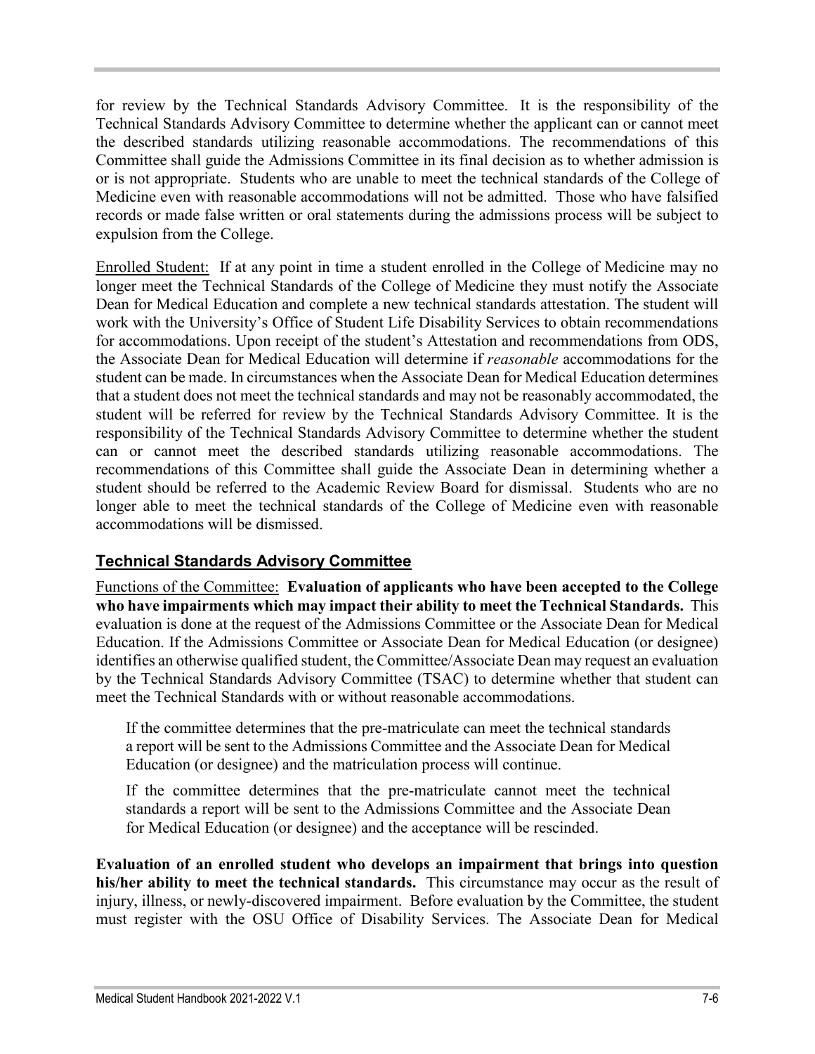for review by the Technical Standards Advisory Committee. It is the responsibility of the Technical Standards Advisory Committee to determine whether the applicant can or cannot meet the described standards utilizing reasonable accommodations. The recommendations of this Committee shall guide the Admissions Committee in its final decision as to whether admission is or is not appropriate. Students who are unable to meet the technical standards of the College of Medicine even with reasonable accommodations will not be admitted. Those who have falsified records or made false written or oral statements during the admissions process will be subject to expulsion from the College.

Enrolled Student: If at any point in time a student enrolled in the College of Medicine may no longer meet the Technical Standards of the College of Medicine they must notify the Associate Dean for Medical Education and complete a new technical standards attestation. The student will work with the University's Office of Student Life Disability Services to obtain recommendations for accommodations. Upon receipt of the student's Attestation and recommendations from ODS, the Associate Dean for Medical Education will determine if *reasonable* accommodations for the student can be made. In circumstances when the Associate Dean for Medical Education determines that a student does not meet the technical standards and may not be reasonably accommodated, the student will be referred for review by the Technical Standards Advisory Committee. It is the responsibility of the Technical Standards Advisory Committee to determine whether the student can or cannot meet the described standards utilizing reasonable accommodations. The recommendations of this Committee shall guide the Associate Dean in determining whether a student should be referred to the Academic Review Board for dismissal. Students who are no longer able to meet the technical standards of the College of Medicine even with reasonable accommodations will be dismissed.

## Technical Standards Advisory Committee

Functions of the Committee: **Evaluation of applicants who have been accepted to the College who have impairments which may impact their ability to meet the Technical Standards.** This evaluation is done at the request of the Admissions Committee or the Associate Dean for Medical Education. If the Admissions Committee or Associate Dean for Medical Education (or designee) identifies an otherwise qualified student, the Committee/Associate Dean may request an evaluation by the Technical Standards Advisory Committee (TSAC) to determine whether that student can meet the Technical Standards with or without reasonable accommodations.

If the committee determines that the pre-matriculate can meet the technical standards a report will be sent to the Admissions Committee and the Associate Dean for Medical Education (or designee) and the matriculation process will continue.

If the committee determines that the pre-matriculate cannot meet the technical standards a report will be sent to the Admissions Committee and the Associate Dean for Medical Education (or designee) and the acceptance will be rescinded.

**Evaluation of an enrolled student who develops an impairment that brings into question his/her ability to meet the technical standards.** This circumstance may occur as the result of injury, illness, or newly-discovered impairment. Before evaluation by the Committee, the student must register with the OSU Office of Disability Services. The Associate Dean for Medical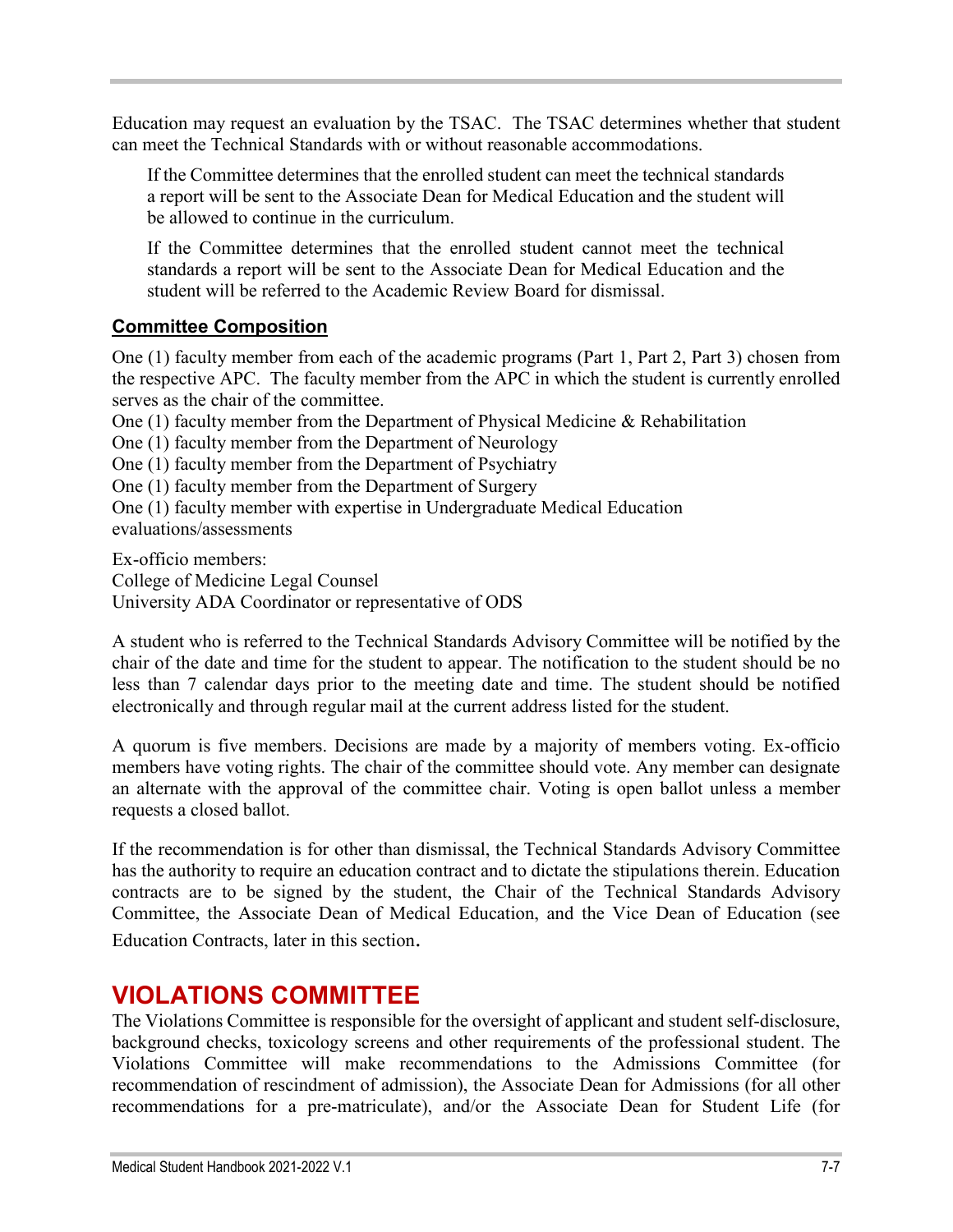Education may request an evaluation by the TSAC. The TSAC determines whether that student can meet the Technical Standards with or without reasonable accommodations.

> If the Committee determines that the enrolled student can meet the technical standards a report will be sent to the Associate Dean for Medical Education and the student will be allowed to continue in the curriculum.
>
> If the Committee determines that the enrolled student cannot meet the technical standards a report will be sent to the Associate Dean for Medical Education and the student will be referred to the Academic Review Board for dismissal.

### Committee Composition

One (1) faculty member from each of the academic programs (Part 1, Part 2, Part 3) chosen from the respective APC. The faculty member from the APC in which the student is currently enrolled serves as the chair of the committee.
One (1) faculty member from the Department of Physical Medicine & Rehabilitation
One (1) faculty member from the Department of Neurology
One (1) faculty member from the Department of Psychiatry
One (1) faculty member from the Department of Surgery
One (1) faculty member with expertise in Undergraduate Medical Education evaluations/assessments

Ex-officio members:
College of Medicine Legal Counsel
University ADA Coordinator or representative of ODS

A student who is referred to the Technical Standards Advisory Committee will be notified by the chair of the date and time for the student to appear. The notification to the student should be no less than 7 calendar days prior to the meeting date and time. The student should be notified electronically and through regular mail at the current address listed for the student.

A quorum is five members. Decisions are made by a majority of members voting. Ex-officio members have voting rights. The chair of the committee should vote. Any member can designate an alternate with the approval of the committee chair. Voting is open ballot unless a member requests a closed ballot.

If the recommendation is for other than dismissal, the Technical Standards Advisory Committee has the authority to require an education contract and to dictate the stipulations therein. Education contracts are to be signed by the student, the Chair of the Technical Standards Advisory Committee, the Associate Dean of Medical Education, and the Vice Dean of Education (see Education Contracts, later in this section.

## VIOLATIONS COMMITTEE

The Violations Committee is responsible for the oversight of applicant and student self-disclosure, background checks, toxicology screens and other requirements of the professional student. The Violations Committee will make recommendations to the Admissions Committee (for recommendation of rescindment of admission), the Associate Dean for Admissions (for all other recommendations for a pre-matriculate), and/or the Associate Dean for Student Life (for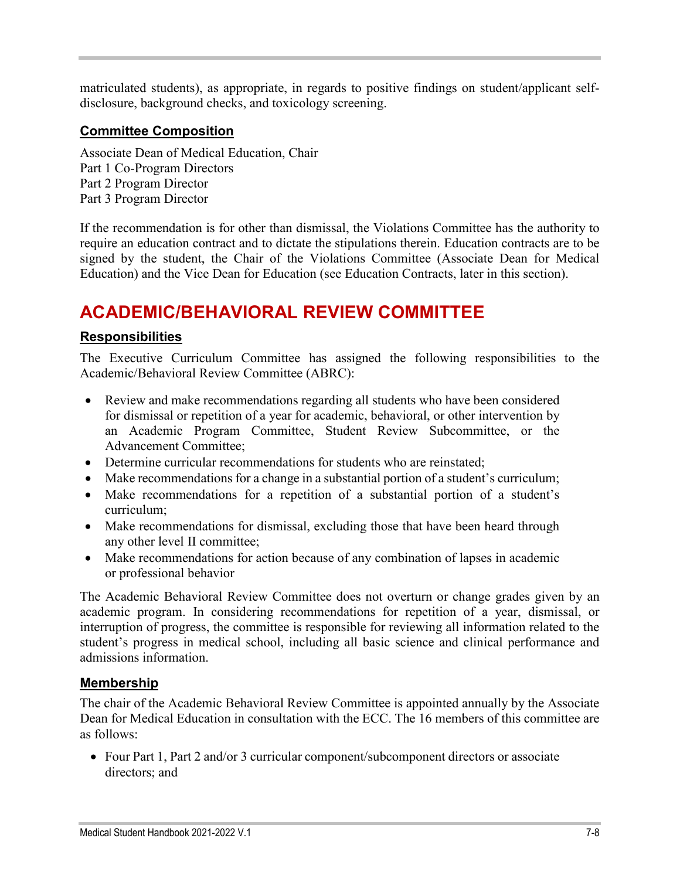matriculated students), as appropriate, in regards to positive findings on student/applicant self-disclosure, background checks, and toxicology screening.

### Committee Composition

Associate Dean of Medical Education, Chair
Part 1 Co-Program Directors
Part 2 Program Director
Part 3 Program Director

If the recommendation is for other than dismissal, the Violations Committee has the authority to require an education contract and to dictate the stipulations therein. Education contracts are to be signed by the student, the Chair of the Violations Committee (Associate Dean for Medical Education) and the Vice Dean for Education (see Education Contracts, later in this section).

## ACADEMIC/BEHAVIORAL REVIEW COMMITTEE

### Responsibilities

The Executive Curriculum Committee has assigned the following responsibilities to the Academic/Behavioral Review Committee (ABRC):

- Review and make recommendations regarding all students who have been considered for dismissal or repetition of a year for academic, behavioral, or other intervention by an Academic Program Committee, Student Review Subcommittee, or the Advancement Committee;
- Determine curricular recommendations for students who are reinstated;
- Make recommendations for a change in a substantial portion of a student's curriculum;
- Make recommendations for a repetition of a substantial portion of a student's curriculum;
- Make recommendations for dismissal, excluding those that have been heard through any other level II committee;
- Make recommendations for action because of any combination of lapses in academic or professional behavior

The Academic Behavioral Review Committee does not overturn or change grades given by an academic program. In considering recommendations for repetition of a year, dismissal, or interruption of progress, the committee is responsible for reviewing all information related to the student's progress in medical school, including all basic science and clinical performance and admissions information.

### Membership

The chair of the Academic Behavioral Review Committee is appointed annually by the Associate Dean for Medical Education in consultation with the ECC. The 16 members of this committee are as follows:

- Four Part 1, Part 2 and/or 3 curricular component/subcomponent directors or associate directors; and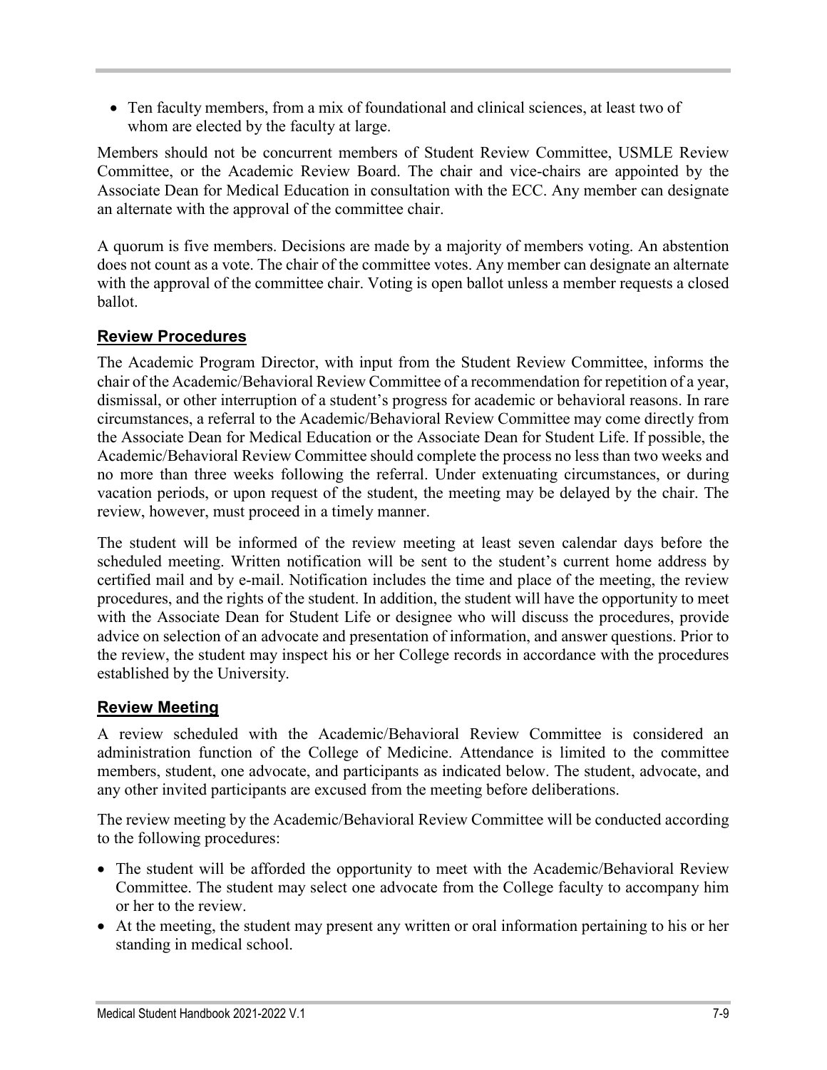- Ten faculty members, from a mix of foundational and clinical sciences, at least two of whom are elected by the faculty at large.

Members should not be concurrent members of Student Review Committee, USMLE Review Committee, or the Academic Review Board. The chair and vice-chairs are appointed by the Associate Dean for Medical Education in consultation with the ECC. Any member can designate an alternate with the approval of the committee chair.

A quorum is five members. Decisions are made by a majority of members voting. An abstention does not count as a vote. The chair of the committee votes. Any member can designate an alternate with the approval of the committee chair. Voting is open ballot unless a member requests a closed ballot.

## Review Procedures

The Academic Program Director, with input from the Student Review Committee, informs the chair of the Academic/Behavioral Review Committee of a recommendation for repetition of a year, dismissal, or other interruption of a student's progress for academic or behavioral reasons. In rare circumstances, a referral to the Academic/Behavioral Review Committee may come directly from the Associate Dean for Medical Education or the Associate Dean for Student Life. If possible, the Academic/Behavioral Review Committee should complete the process no less than two weeks and no more than three weeks following the referral. Under extenuating circumstances, or during vacation periods, or upon request of the student, the meeting may be delayed by the chair. The review, however, must proceed in a timely manner.

The student will be informed of the review meeting at least seven calendar days before the scheduled meeting. Written notification will be sent to the student's current home address by certified mail and by e-mail. Notification includes the time and place of the meeting, the review procedures, and the rights of the student. In addition, the student will have the opportunity to meet with the Associate Dean for Student Life or designee who will discuss the procedures, provide advice on selection of an advocate and presentation of information, and answer questions. Prior to the review, the student may inspect his or her College records in accordance with the procedures established by the University.

## Review Meeting

A review scheduled with the Academic/Behavioral Review Committee is considered an administration function of the College of Medicine. Attendance is limited to the committee members, student, one advocate, and participants as indicated below. The student, advocate, and any other invited participants are excused from the meeting before deliberations.

The review meeting by the Academic/Behavioral Review Committee will be conducted according to the following procedures:

- The student will be afforded the opportunity to meet with the Academic/Behavioral Review Committee. The student may select one advocate from the College faculty to accompany him or her to the review.
- At the meeting, the student may present any written or oral information pertaining to his or her standing in medical school.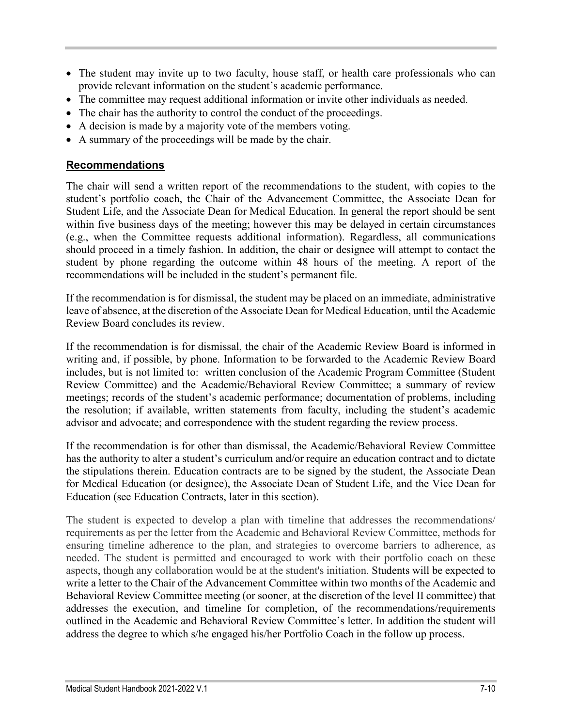- The student may invite up to two faculty, house staff, or health care professionals who can provide relevant information on the student's academic performance.
- The committee may request additional information or invite other individuals as needed.
- The chair has the authority to control the conduct of the proceedings.
- A decision is made by a majority vote of the members voting.
- A summary of the proceedings will be made by the chair.

## Recommendations

The chair will send a written report of the recommendations to the student, with copies to the student's portfolio coach, the Chair of the Advancement Committee, the Associate Dean for Student Life, and the Associate Dean for Medical Education. In general the report should be sent within five business days of the meeting; however this may be delayed in certain circumstances (e.g., when the Committee requests additional information). Regardless, all communications should proceed in a timely fashion. In addition, the chair or designee will attempt to contact the student by phone regarding the outcome within 48 hours of the meeting. A report of the recommendations will be included in the student's permanent file.

If the recommendation is for dismissal, the student may be placed on an immediate, administrative leave of absence, at the discretion of the Associate Dean for Medical Education, until the Academic Review Board concludes its review.

If the recommendation is for dismissal, the chair of the Academic Review Board is informed in writing and, if possible, by phone. Information to be forwarded to the Academic Review Board includes, but is not limited to: written conclusion of the Academic Program Committee (Student Review Committee) and the Academic/Behavioral Review Committee; a summary of review meetings; records of the student's academic performance; documentation of problems, including the resolution; if available, written statements from faculty, including the student's academic advisor and advocate; and correspondence with the student regarding the review process.

If the recommendation is for other than dismissal, the Academic/Behavioral Review Committee has the authority to alter a student's curriculum and/or require an education contract and to dictate the stipulations therein. Education contracts are to be signed by the student, the Associate Dean for Medical Education (or designee), the Associate Dean of Student Life, and the Vice Dean for Education (see Education Contracts, later in this section).

The student is expected to develop a plan with timeline that addresses the recommendations/ requirements as per the letter from the Academic and Behavioral Review Committee, methods for ensuring timeline adherence to the plan, and strategies to overcome barriers to adherence, as needed. The student is permitted and encouraged to work with their portfolio coach on these aspects, though any collaboration would be at the student's initiation. Students will be expected to write a letter to the Chair of the Advancement Committee within two months of the Academic and Behavioral Review Committee meeting (or sooner, at the discretion of the level II committee) that addresses the execution, and timeline for completion, of the recommendations/requirements outlined in the Academic and Behavioral Review Committee's letter. In addition the student will address the degree to which s/he engaged his/her Portfolio Coach in the follow up process.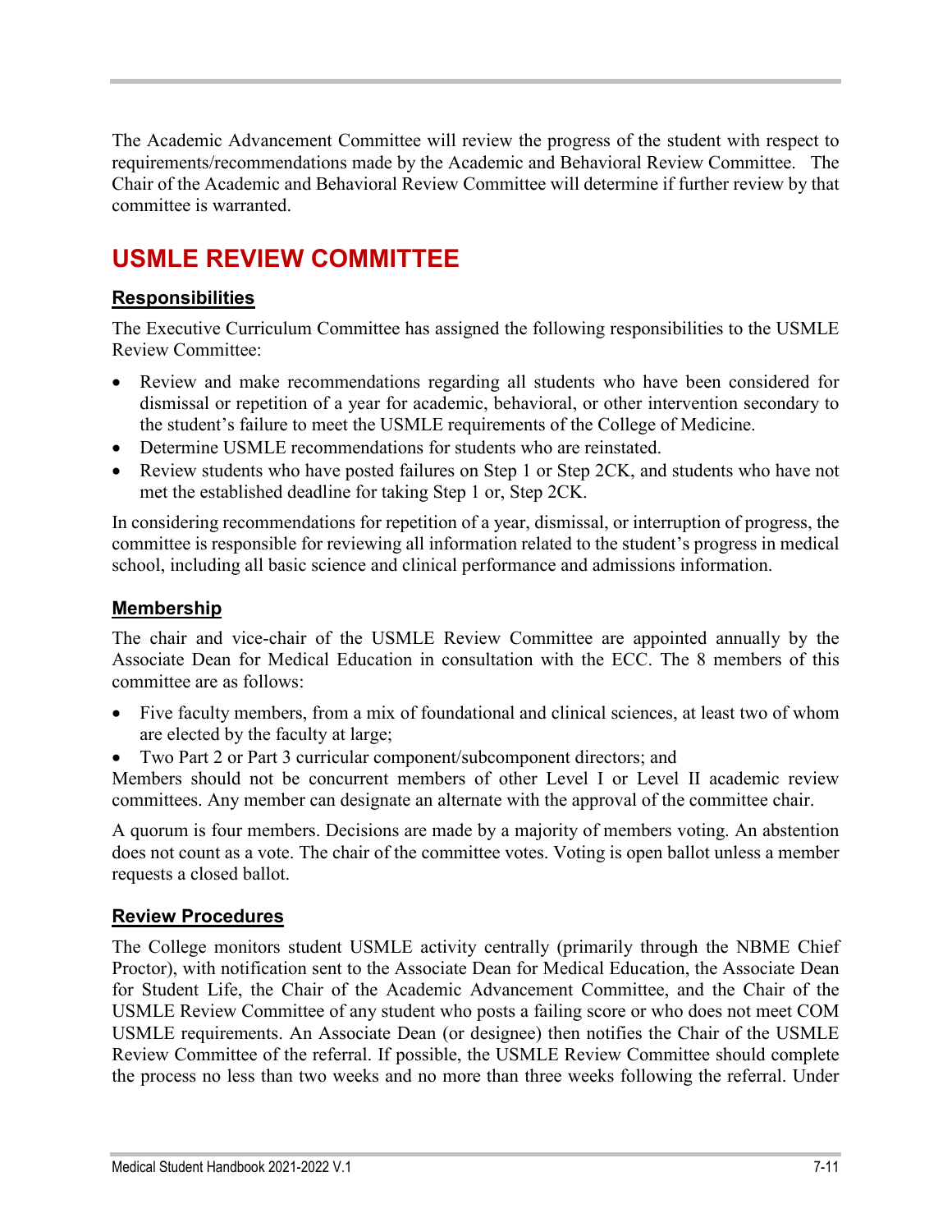The Academic Advancement Committee will review the progress of the student with respect to requirements/recommendations made by the Academic and Behavioral Review Committee. The Chair of the Academic and Behavioral Review Committee will determine if further review by that committee is warranted.

## USMLE REVIEW COMMITTEE

### Responsibilities

The Executive Curriculum Committee has assigned the following responsibilities to the USMLE Review Committee:

- Review and make recommendations regarding all students who have been considered for dismissal or repetition of a year for academic, behavioral, or other intervention secondary to the student's failure to meet the USMLE requirements of the College of Medicine.
- Determine USMLE recommendations for students who are reinstated.
- Review students who have posted failures on Step 1 or Step 2CK, and students who have not met the established deadline for taking Step 1 or, Step 2CK.

In considering recommendations for repetition of a year, dismissal, or interruption of progress, the committee is responsible for reviewing all information related to the student's progress in medical school, including all basic science and clinical performance and admissions information.

### Membership

The chair and vice-chair of the USMLE Review Committee are appointed annually by the Associate Dean for Medical Education in consultation with the ECC. The 8 members of this committee are as follows:

- Five faculty members, from a mix of foundational and clinical sciences, at least two of whom are elected by the faculty at large;
- Two Part 2 or Part 3 curricular component/subcomponent directors; and

Members should not be concurrent members of other Level I or Level II academic review committees. Any member can designate an alternate with the approval of the committee chair.

A quorum is four members. Decisions are made by a majority of members voting. An abstention does not count as a vote. The chair of the committee votes. Voting is open ballot unless a member requests a closed ballot.

### Review Procedures

The College monitors student USMLE activity centrally (primarily through the NBME Chief Proctor), with notification sent to the Associate Dean for Medical Education, the Associate Dean for Student Life, the Chair of the Academic Advancement Committee, and the Chair of the USMLE Review Committee of any student who posts a failing score or who does not meet COM USMLE requirements. An Associate Dean (or designee) then notifies the Chair of the USMLE Review Committee of the referral. If possible, the USMLE Review Committee should complete the process no less than two weeks and no more than three weeks following the referral. Under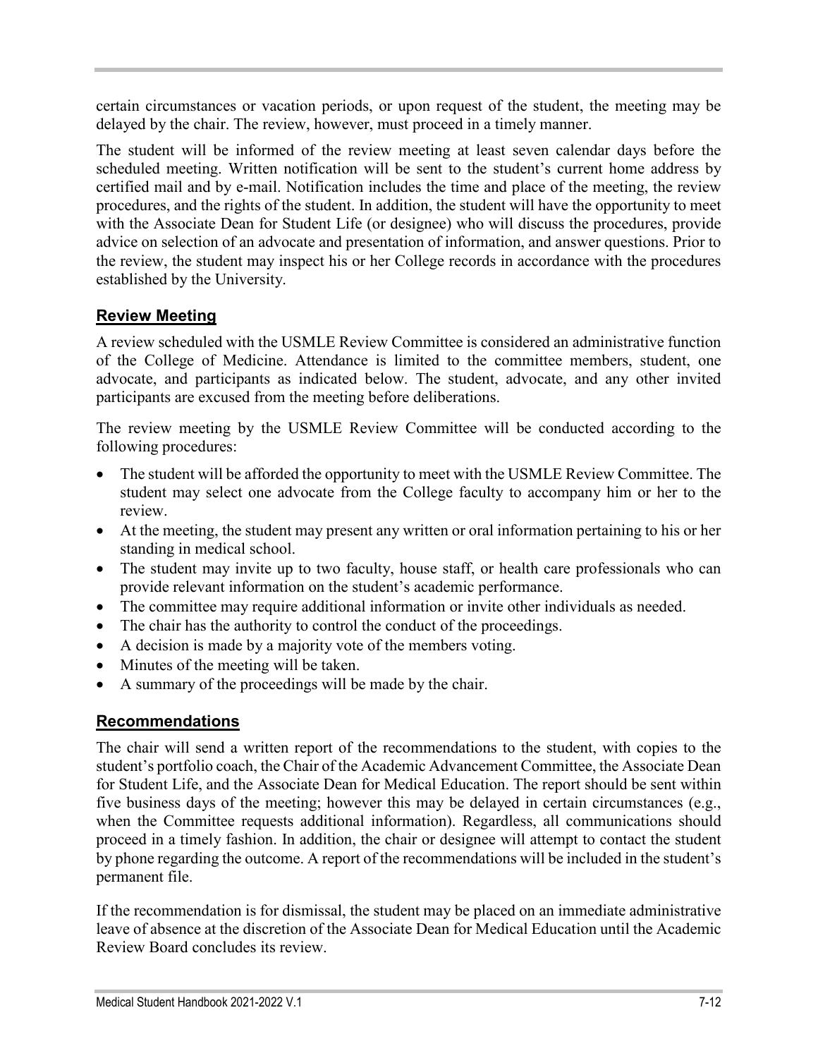certain circumstances or vacation periods, or upon request of the student, the meeting may be delayed by the chair. The review, however, must proceed in a timely manner.

The student will be informed of the review meeting at least seven calendar days before the scheduled meeting. Written notification will be sent to the student's current home address by certified mail and by e-mail. Notification includes the time and place of the meeting, the review procedures, and the rights of the student. In addition, the student will have the opportunity to meet with the Associate Dean for Student Life (or designee) who will discuss the procedures, provide advice on selection of an advocate and presentation of information, and answer questions. Prior to the review, the student may inspect his or her College records in accordance with the procedures established by the University.

## Review Meeting

A review scheduled with the USMLE Review Committee is considered an administrative function of the College of Medicine. Attendance is limited to the committee members, student, one advocate, and participants as indicated below. The student, advocate, and any other invited participants are excused from the meeting before deliberations.

The review meeting by the USMLE Review Committee will be conducted according to the following procedures:

- The student will be afforded the opportunity to meet with the USMLE Review Committee. The student may select one advocate from the College faculty to accompany him or her to the review.
- At the meeting, the student may present any written or oral information pertaining to his or her standing in medical school.
- The student may invite up to two faculty, house staff, or health care professionals who can provide relevant information on the student's academic performance.
- The committee may require additional information or invite other individuals as needed.
- The chair has the authority to control the conduct of the proceedings.
- A decision is made by a majority vote of the members voting.
- Minutes of the meeting will be taken.
- A summary of the proceedings will be made by the chair.

## Recommendations

The chair will send a written report of the recommendations to the student, with copies to the student's portfolio coach, the Chair of the Academic Advancement Committee, the Associate Dean for Student Life, and the Associate Dean for Medical Education. The report should be sent within five business days of the meeting; however this may be delayed in certain circumstances (e.g., when the Committee requests additional information). Regardless, all communications should proceed in a timely fashion. In addition, the chair or designee will attempt to contact the student by phone regarding the outcome. A report of the recommendations will be included in the student's permanent file.

If the recommendation is for dismissal, the student may be placed on an immediate administrative leave of absence at the discretion of the Associate Dean for Medical Education until the Academic Review Board concludes its review.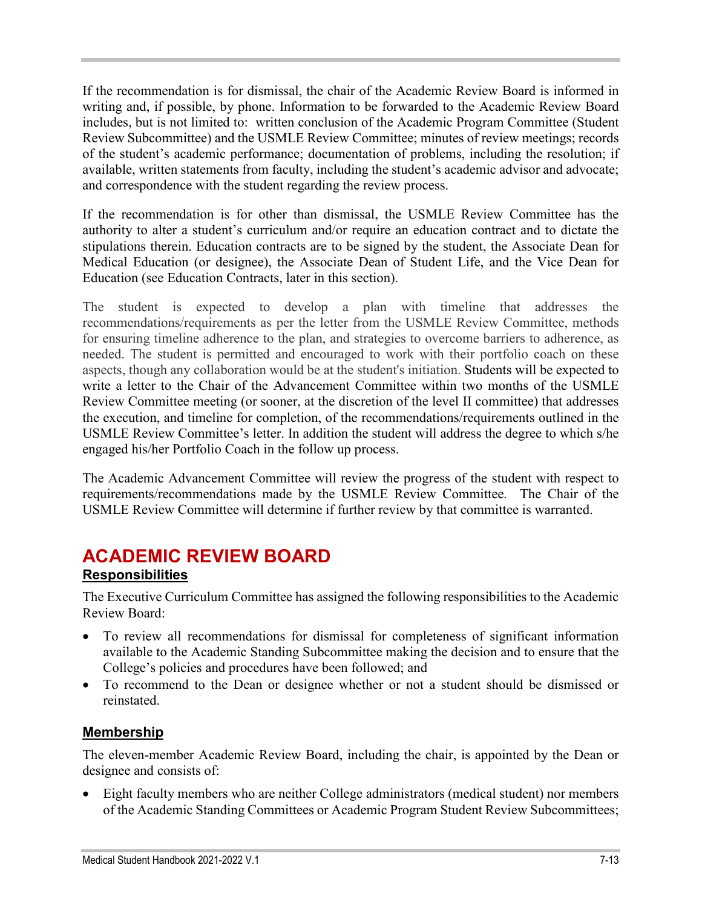If the recommendation is for dismissal, the chair of the Academic Review Board is informed in writing and, if possible, by phone. Information to be forwarded to the Academic Review Board includes, but is not limited to: written conclusion of the Academic Program Committee (Student Review Subcommittee) and the USMLE Review Committee; minutes of review meetings; records of the student's academic performance; documentation of problems, including the resolution; if available, written statements from faculty, including the student's academic advisor and advocate; and correspondence with the student regarding the review process.

If the recommendation is for other than dismissal, the USMLE Review Committee has the authority to alter a student's curriculum and/or require an education contract and to dictate the stipulations therein. Education contracts are to be signed by the student, the Associate Dean for Medical Education (or designee), the Associate Dean of Student Life, and the Vice Dean for Education (see Education Contracts, later in this section).

The student is expected to develop a plan with timeline that addresses the recommendations/requirements as per the letter from the USMLE Review Committee, methods for ensuring timeline adherence to the plan, and strategies to overcome barriers to adherence, as needed. The student is permitted and encouraged to work with their portfolio coach on these aspects, though any collaboration would be at the student's initiation. Students will be expected to write a letter to the Chair of the Advancement Committee within two months of the USMLE Review Committee meeting (or sooner, at the discretion of the level II committee) that addresses the execution, and timeline for completion, of the recommendations/requirements outlined in the USMLE Review Committee's letter. In addition the student will address the degree to which s/he engaged his/her Portfolio Coach in the follow up process.

The Academic Advancement Committee will review the progress of the student with respect to requirements/recommendations made by the USMLE Review Committee. The Chair of the USMLE Review Committee will determine if further review by that committee is warranted.

# ACADEMIC REVIEW BOARD

## Responsibilities

The Executive Curriculum Committee has assigned the following responsibilities to the Academic Review Board:

- To review all recommendations for dismissal for completeness of significant information available to the Academic Standing Subcommittee making the decision and to ensure that the College's policies and procedures have been followed; and
- To recommend to the Dean or designee whether or not a student should be dismissed or reinstated.

## Membership

The eleven-member Academic Review Board, including the chair, is appointed by the Dean or designee and consists of:

- Eight faculty members who are neither College administrators (medical student) nor members of the Academic Standing Committees or Academic Program Student Review Subcommittees;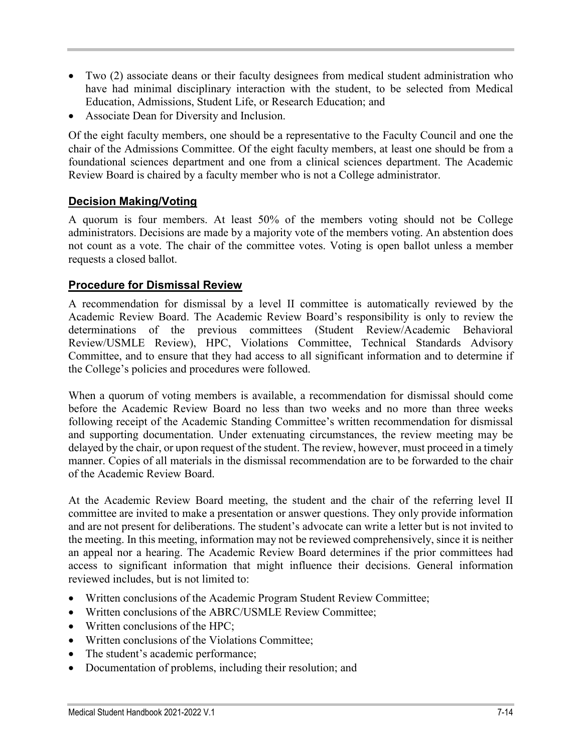- Two (2) associate deans or their faculty designees from medical student administration who have had minimal disciplinary interaction with the student, to be selected from Medical Education, Admissions, Student Life, or Research Education; and
- Associate Dean for Diversity and Inclusion.

Of the eight faculty members, one should be a representative to the Faculty Council and one the chair of the Admissions Committee. Of the eight faculty members, at least one should be from a foundational sciences department and one from a clinical sciences department. The Academic Review Board is chaired by a faculty member who is not a College administrator.

## Decision Making/Voting

A quorum is four members. At least 50% of the members voting should not be College administrators. Decisions are made by a majority vote of the members voting. An abstention does not count as a vote. The chair of the committee votes. Voting is open ballot unless a member requests a closed ballot.

## Procedure for Dismissal Review

A recommendation for dismissal by a level II committee is automatically reviewed by the Academic Review Board. The Academic Review Board's responsibility is only to review the determinations of the previous committees (Student Review/Academic Behavioral Review/USMLE Review), HPC, Violations Committee, Technical Standards Advisory Committee, and to ensure that they had access to all significant information and to determine if the College's policies and procedures were followed.

When a quorum of voting members is available, a recommendation for dismissal should come before the Academic Review Board no less than two weeks and no more than three weeks following receipt of the Academic Standing Committee's written recommendation for dismissal and supporting documentation. Under extenuating circumstances, the review meeting may be delayed by the chair, or upon request of the student. The review, however, must proceed in a timely manner. Copies of all materials in the dismissal recommendation are to be forwarded to the chair of the Academic Review Board.

At the Academic Review Board meeting, the student and the chair of the referring level II committee are invited to make a presentation or answer questions. They only provide information and are not present for deliberations. The student's advocate can write a letter but is not invited to the meeting. In this meeting, information may not be reviewed comprehensively, since it is neither an appeal nor a hearing. The Academic Review Board determines if the prior committees had access to significant information that might influence their decisions. General information reviewed includes, but is not limited to:

- Written conclusions of the Academic Program Student Review Committee;
- Written conclusions of the ABRC/USMLE Review Committee;
- Written conclusions of the HPC;
- Written conclusions of the Violations Committee;
- The student's academic performance;
- Documentation of problems, including their resolution; and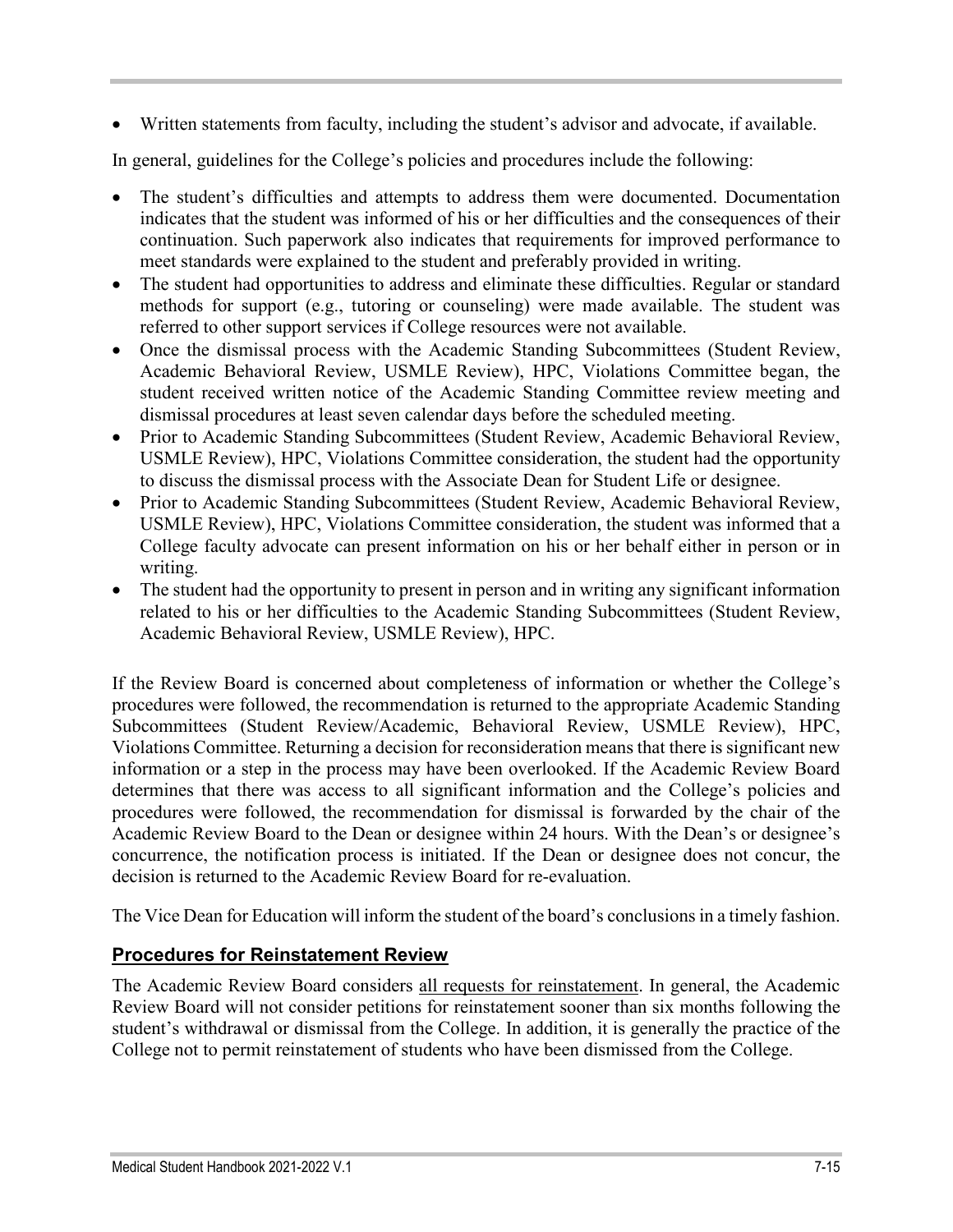- Written statements from faculty, including the student's advisor and advocate, if available.

In general, guidelines for the College's policies and procedures include the following:

- The student's difficulties and attempts to address them were documented. Documentation indicates that the student was informed of his or her difficulties and the consequences of their continuation. Such paperwork also indicates that requirements for improved performance to meet standards were explained to the student and preferably provided in writing.
- The student had opportunities to address and eliminate these difficulties. Regular or standard methods for support (e.g., tutoring or counseling) were made available. The student was referred to other support services if College resources were not available.
- Once the dismissal process with the Academic Standing Subcommittees (Student Review, Academic Behavioral Review, USMLE Review), HPC, Violations Committee began, the student received written notice of the Academic Standing Committee review meeting and dismissal procedures at least seven calendar days before the scheduled meeting.
- Prior to Academic Standing Subcommittees (Student Review, Academic Behavioral Review, USMLE Review), HPC, Violations Committee consideration, the student had the opportunity to discuss the dismissal process with the Associate Dean for Student Life or designee.
- Prior to Academic Standing Subcommittees (Student Review, Academic Behavioral Review, USMLE Review), HPC, Violations Committee consideration, the student was informed that a College faculty advocate can present information on his or her behalf either in person or in writing.
- The student had the opportunity to present in person and in writing any significant information related to his or her difficulties to the Academic Standing Subcommittees (Student Review, Academic Behavioral Review, USMLE Review), HPC.

If the Review Board is concerned about completeness of information or whether the College's procedures were followed, the recommendation is returned to the appropriate Academic Standing Subcommittees (Student Review/Academic, Behavioral Review, USMLE Review), HPC, Violations Committee. Returning a decision for reconsideration means that there is significant new information or a step in the process may have been overlooked. If the Academic Review Board determines that there was access to all significant information and the College's policies and procedures were followed, the recommendation for dismissal is forwarded by the chair of the Academic Review Board to the Dean or designee within 24 hours. With the Dean's or designee's concurrence, the notification process is initiated. If the Dean or designee does not concur, the decision is returned to the Academic Review Board for re-evaluation.

The Vice Dean for Education will inform the student of the board's conclusions in a timely fashion.

## Procedures for Reinstatement Review

The Academic Review Board considers all requests for reinstatement. In general, the Academic Review Board will not consider petitions for reinstatement sooner than six months following the student's withdrawal or dismissal from the College. In addition, it is generally the practice of the College not to permit reinstatement of students who have been dismissed from the College.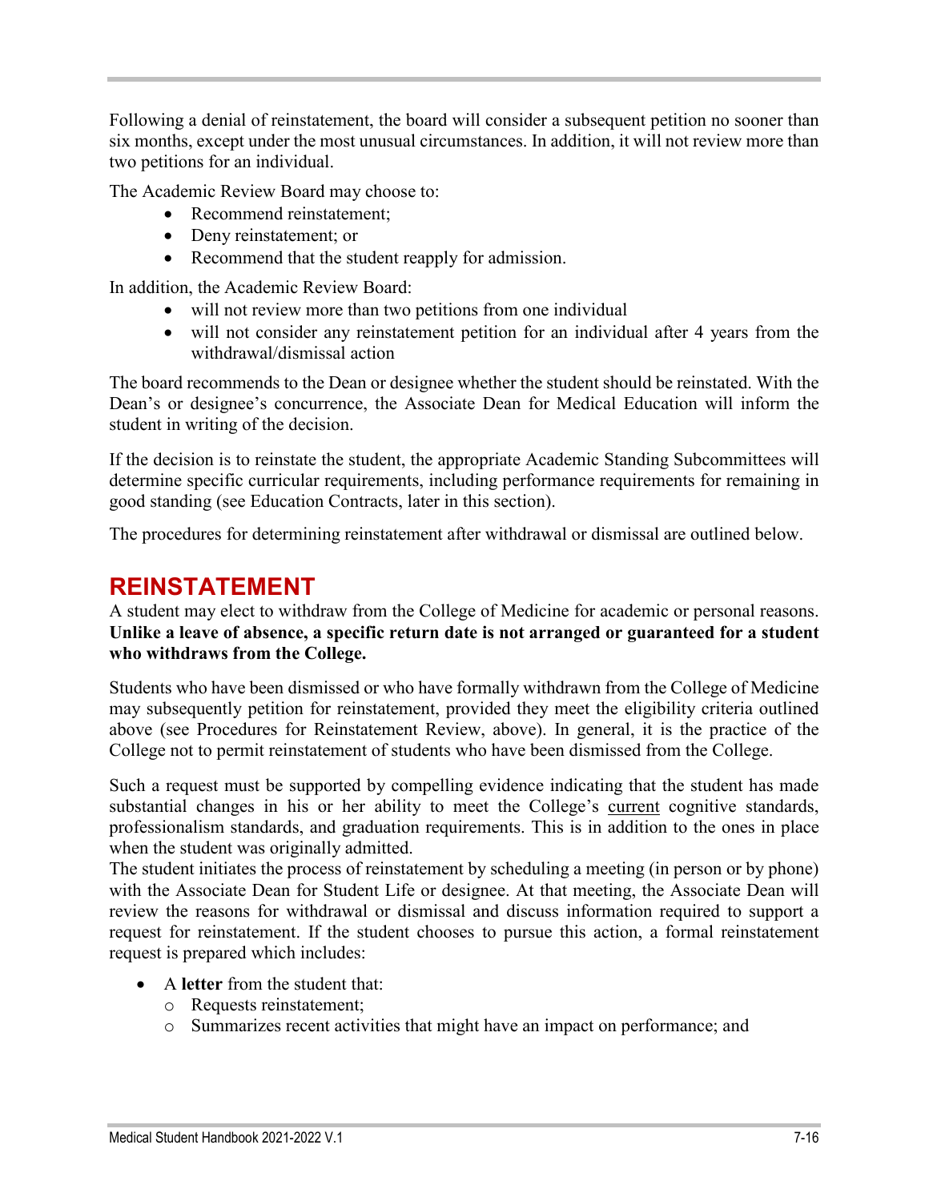Following a denial of reinstatement, the board will consider a subsequent petition no sooner than six months, except under the most unusual circumstances. In addition, it will not review more than two petitions for an individual.

The Academic Review Board may choose to:

- Recommend reinstatement;
- Deny reinstatement; or
- Recommend that the student reapply for admission.

In addition, the Academic Review Board:

- will not review more than two petitions from one individual
- will not consider any reinstatement petition for an individual after 4 years from the withdrawal/dismissal action

The board recommends to the Dean or designee whether the student should be reinstated. With the Dean's or designee's concurrence, the Associate Dean for Medical Education will inform the student in writing of the decision.

If the decision is to reinstate the student, the appropriate Academic Standing Subcommittees will determine specific curricular requirements, including performance requirements for remaining in good standing (see Education Contracts, later in this section).

The procedures for determining reinstatement after withdrawal or dismissal are outlined below.

## REINSTATEMENT

A student may elect to withdraw from the College of Medicine for academic or personal reasons. **Unlike a leave of absence, a specific return date is not arranged or guaranteed for a student who withdraws from the College.**

Students who have been dismissed or who have formally withdrawn from the College of Medicine may subsequently petition for reinstatement, provided they meet the eligibility criteria outlined above (see Procedures for Reinstatement Review, above). In general, it is the practice of the College not to permit reinstatement of students who have been dismissed from the College.

Such a request must be supported by compelling evidence indicating that the student has made substantial changes in his or her ability to meet the College's <u>current</u> cognitive standards, professionalism standards, and graduation requirements. This is in addition to the ones in place when the student was originally admitted.

The student initiates the process of reinstatement by scheduling a meeting (in person or by phone) with the Associate Dean for Student Life or designee. At that meeting, the Associate Dean will review the reasons for withdrawal or dismissal and discuss information required to support a request for reinstatement. If the student chooses to pursue this action, a formal reinstatement request is prepared which includes:

- A **letter** from the student that:
  - Requests reinstatement;
  - Summarizes recent activities that might have an impact on performance; and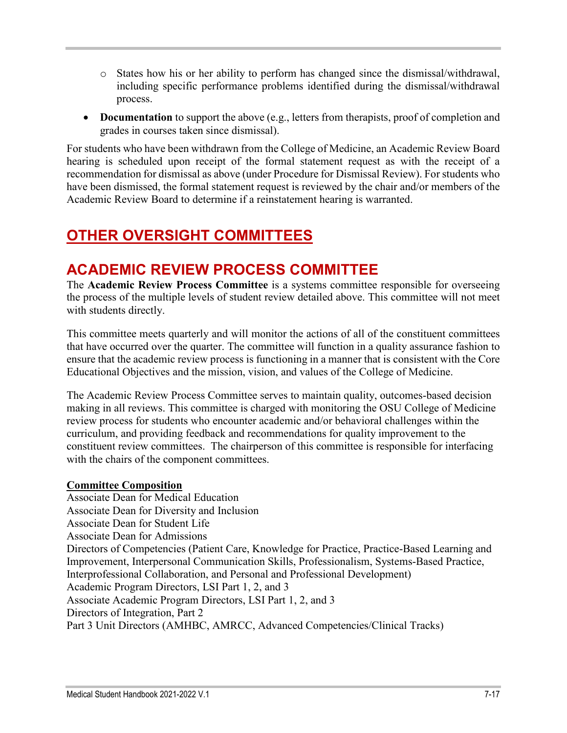- States how his or her ability to perform has changed since the dismissal/withdrawal, including specific performance problems identified during the dismissal/withdrawal process.
- **Documentation** to support the above (e.g., letters from therapists, proof of completion and grades in courses taken since dismissal).

For students who have been withdrawn from the College of Medicine, an Academic Review Board hearing is scheduled upon receipt of the formal statement request as with the receipt of a recommendation for dismissal as above (under Procedure for Dismissal Review). For students who have been dismissed, the formal statement request is reviewed by the chair and/or members of the Academic Review Board to determine if a reinstatement hearing is warranted.

# OTHER OVERSIGHT COMMITTEES

## ACADEMIC REVIEW PROCESS COMMITTEE

The **Academic Review Process Committee** is a systems committee responsible for overseeing the process of the multiple levels of student review detailed above. This committee will not meet with students directly.

This committee meets quarterly and will monitor the actions of all of the constituent committees that have occurred over the quarter. The committee will function in a quality assurance fashion to ensure that the academic review process is functioning in a manner that is consistent with the Core Educational Objectives and the mission, vision, and values of the College of Medicine.

The Academic Review Process Committee serves to maintain quality, outcomes-based decision making in all reviews. This committee is charged with monitoring the OSU College of Medicine review process for students who encounter academic and/or behavioral challenges within the curriculum, and providing feedback and recommendations for quality improvement to the constituent review committees. The chairperson of this committee is responsible for interfacing with the chairs of the component committees.

**Committee Composition**

Associate Dean for Medical Education
Associate Dean for Diversity and Inclusion
Associate Dean for Student Life
Associate Dean for Admissions
Directors of Competencies (Patient Care, Knowledge for Practice, Practice-Based Learning and Improvement, Interpersonal Communication Skills, Professionalism, Systems-Based Practice, Interprofessional Collaboration, and Personal and Professional Development)
Academic Program Directors, LSI Part 1, 2, and 3
Associate Academic Program Directors, LSI Part 1, 2, and 3
Directors of Integration, Part 2
Part 3 Unit Directors (AMHBC, AMRCC, Advanced Competencies/Clinical Tracks)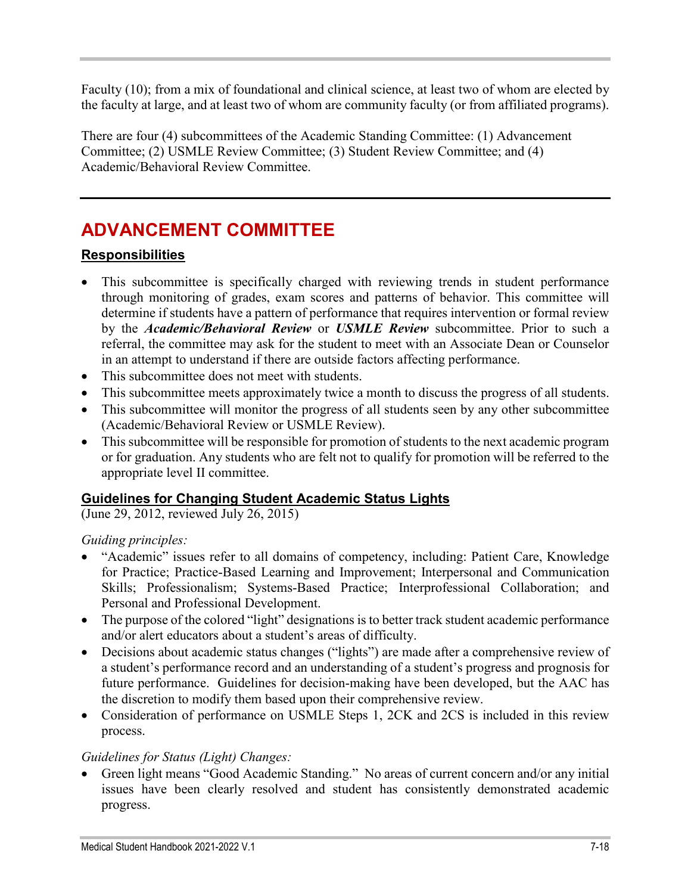Faculty (10); from a mix of foundational and clinical science, at least two of whom are elected by the faculty at large, and at least two of whom are community faculty (or from affiliated programs).

There are four (4) subcommittees of the Academic Standing Committee: (1) Advancement Committee; (2) USMLE Review Committee; (3) Student Review Committee; and (4) Academic/Behavioral Review Committee.

---

# ADVANCEMENT COMMITTEE

## Responsibilities

- This subcommittee is specifically charged with reviewing trends in student performance through monitoring of grades, exam scores and patterns of behavior. This committee will determine if students have a pattern of performance that requires intervention or formal review by the ***Academic/Behavioral Review*** or ***USMLE Review*** subcommittee. Prior to such a referral, the committee may ask for the student to meet with an Associate Dean or Counselor in an attempt to understand if there are outside factors affecting performance.
- This subcommittee does not meet with students.
- This subcommittee meets approximately twice a month to discuss the progress of all students.
- This subcommittee will monitor the progress of all students seen by any other subcommittee (Academic/Behavioral Review or USMLE Review).
- This subcommittee will be responsible for promotion of students to the next academic program or for graduation. Any students who are felt not to qualify for promotion will be referred to the appropriate level II committee.

### Guidelines for Changing Student Academic Status Lights

(June 29, 2012, reviewed July 26, 2015)

*Guiding principles:*

- "Academic" issues refer to all domains of competency, including: Patient Care, Knowledge for Practice; Practice-Based Learning and Improvement; Interpersonal and Communication Skills; Professionalism; Systems-Based Practice; Interprofessional Collaboration; and Personal and Professional Development.
- The purpose of the colored "light" designations is to better track student academic performance and/or alert educators about a student's areas of difficulty.
- Decisions about academic status changes ("lights") are made after a comprehensive review of a student's performance record and an understanding of a student's progress and prognosis for future performance. Guidelines for decision-making have been developed, but the AAC has the discretion to modify them based upon their comprehensive review.
- Consideration of performance on USMLE Steps 1, 2CK and 2CS is included in this review process.

*Guidelines for Status (Light) Changes:*

- Green light means "Good Academic Standing." No areas of current concern and/or any initial issues have been clearly resolved and student has consistently demonstrated academic progress.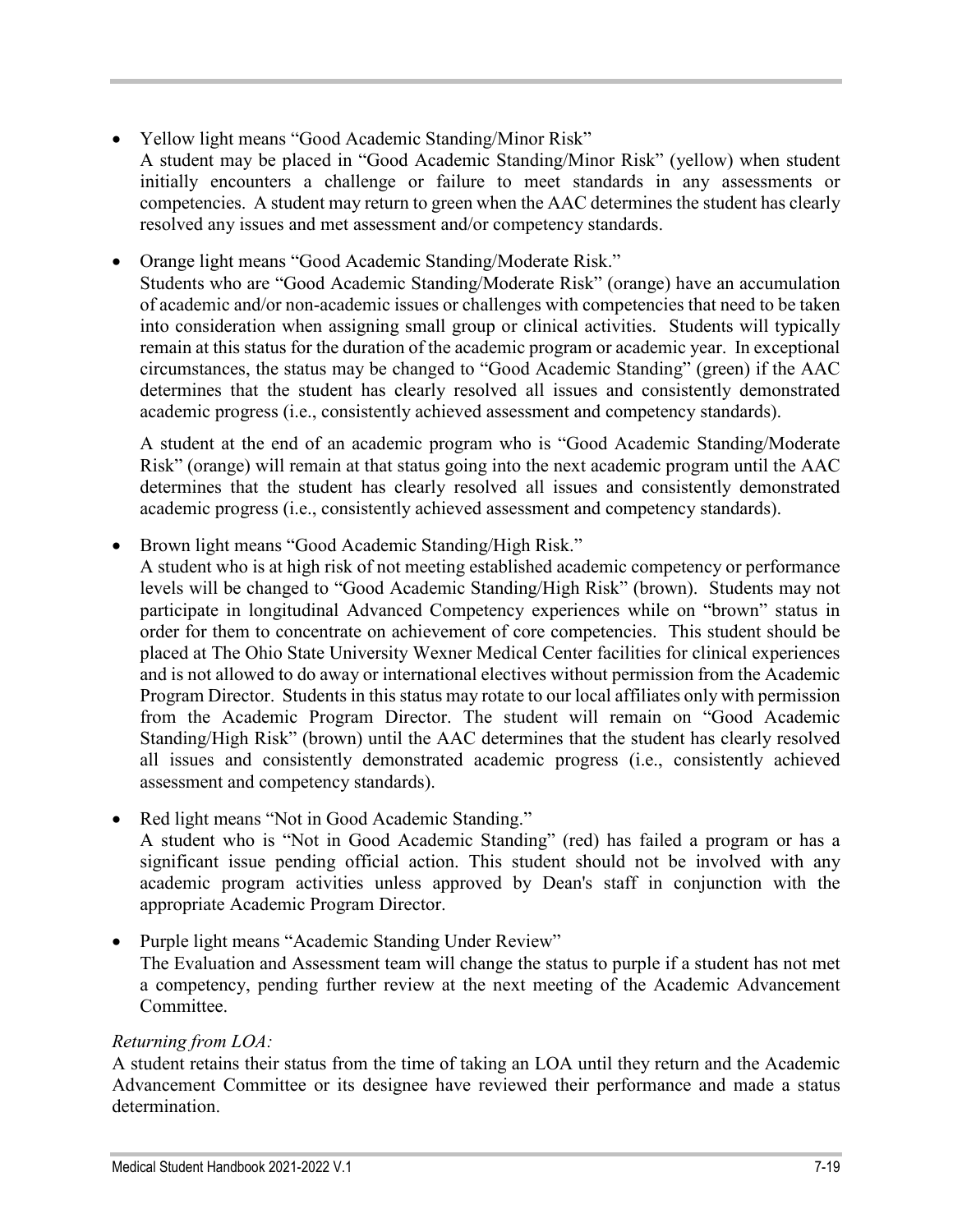- Yellow light means "Good Academic Standing/Minor Risk"
  A student may be placed in "Good Academic Standing/Minor Risk" (yellow) when student initially encounters a challenge or failure to meet standards in any assessments or competencies. A student may return to green when the AAC determines the student has clearly resolved any issues and met assessment and/or competency standards.

- Orange light means "Good Academic Standing/Moderate Risk."
  Students who are "Good Academic Standing/Moderate Risk" (orange) have an accumulation of academic and/or non-academic issues or challenges with competencies that need to be taken into consideration when assigning small group or clinical activities. Students will typically remain at this status for the duration of the academic program or academic year. In exceptional circumstances, the status may be changed to "Good Academic Standing" (green) if the AAC determines that the student has clearly resolved all issues and consistently demonstrated academic progress (i.e., consistently achieved assessment and competency standards).

  A student at the end of an academic program who is "Good Academic Standing/Moderate Risk" (orange) will remain at that status going into the next academic program until the AAC determines that the student has clearly resolved all issues and consistently demonstrated academic progress (i.e., consistently achieved assessment and competency standards).

- Brown light means "Good Academic Standing/High Risk."
  A student who is at high risk of not meeting established academic competency or performance levels will be changed to "Good Academic Standing/High Risk" (brown). Students may not participate in longitudinal Advanced Competency experiences while on "brown" status in order for them to concentrate on achievement of core competencies. This student should be placed at The Ohio State University Wexner Medical Center facilities for clinical experiences and is not allowed to do away or international electives without permission from the Academic Program Director. Students in this status may rotate to our local affiliates only with permission from the Academic Program Director. The student will remain on "Good Academic Standing/High Risk" (brown) until the AAC determines that the student has clearly resolved all issues and consistently demonstrated academic progress (i.e., consistently achieved assessment and competency standards).

- Red light means "Not in Good Academic Standing."
  A student who is "Not in Good Academic Standing" (red) has failed a program or has a significant issue pending official action. This student should not be involved with any academic program activities unless approved by Dean's staff in conjunction with the appropriate Academic Program Director.

- Purple light means "Academic Standing Under Review"
  The Evaluation and Assessment team will change the status to purple if a student has not met a competency, pending further review at the next meeting of the Academic Advancement Committee.

*Returning from LOA:*

A student retains their status from the time of taking an LOA until they return and the Academic Advancement Committee or its designee have reviewed their performance and made a status determination.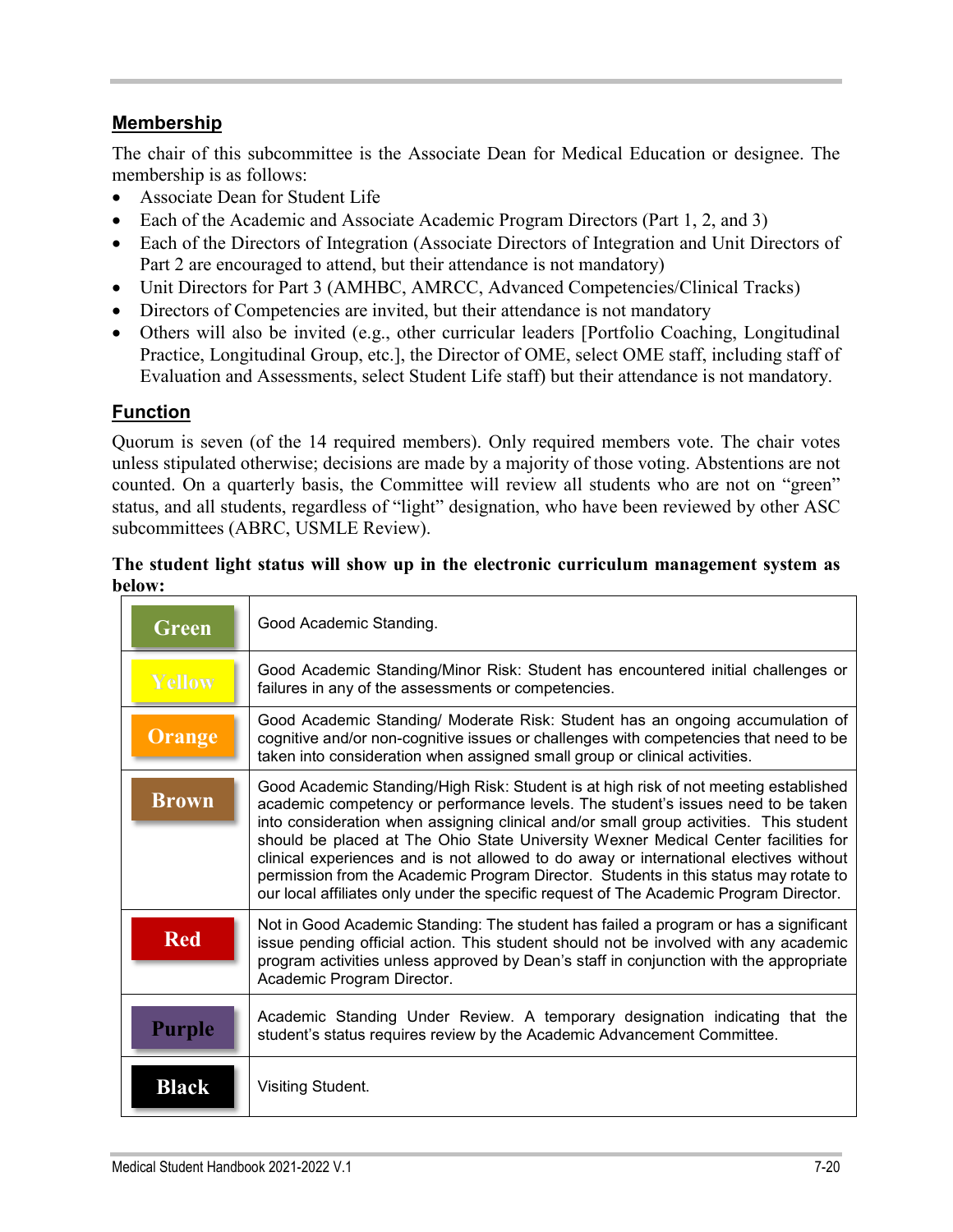## Membership

The chair of this subcommittee is the Associate Dean for Medical Education or designee. The membership is as follows:

- Associate Dean for Student Life
- Each of the Academic and Associate Academic Program Directors (Part 1, 2, and 3)
- Each of the Directors of Integration (Associate Directors of Integration and Unit Directors of Part 2 are encouraged to attend, but their attendance is not mandatory)
- Unit Directors for Part 3 (AMHBC, AMRCC, Advanced Competencies/Clinical Tracks)
- Directors of Competencies are invited, but their attendance is not mandatory
- Others will also be invited (e.g., other curricular leaders [Portfolio Coaching, Longitudinal Practice, Longitudinal Group, etc.], the Director of OME, select OME staff, including staff of Evaluation and Assessments, select Student Life staff) but their attendance is not mandatory.

## Function

Quorum is seven (of the 14 required members). Only required members vote. The chair votes unless stipulated otherwise; decisions are made by a majority of those voting. Abstentions are not counted. On a quarterly basis, the Committee will review all students who are not on "green" status, and all students, regardless of "light" designation, who have been reviewed by other ASC subcommittees (ABRC, USMLE Review).

**The student light status will show up in the electronic curriculum management system as below:**

| Status | Description |
|---|---|
| Green | Good Academic Standing. |
| Yellow | Good Academic Standing/Minor Risk: Student has encountered initial challenges or failures in any of the assessments or competencies. |
| Orange | Good Academic Standing/ Moderate Risk: Student has an ongoing accumulation of cognitive and/or non-cognitive issues or challenges with competencies that need to be taken into consideration when assigned small group or clinical activities. |
| Brown | Good Academic Standing/High Risk: Student is at high risk of not meeting established academic competency or performance levels. The student's issues need to be taken into consideration when assigning clinical and/or small group activities. This student should be placed at The Ohio State University Wexner Medical Center facilities for clinical experiences and is not allowed to do away or international electives without permission from the Academic Program Director. Students in this status may rotate to our local affiliates only under the specific request of The Academic Program Director. |
| Red | Not in Good Academic Standing: The student has failed a program or has a significant issue pending official action. This student should not be involved with any academic program activities unless approved by Dean's staff in conjunction with the appropriate Academic Program Director. |
| Purple | Academic Standing Under Review. A temporary designation indicating that the student's status requires review by the Academic Advancement Committee. |
| Black | Visiting Student. |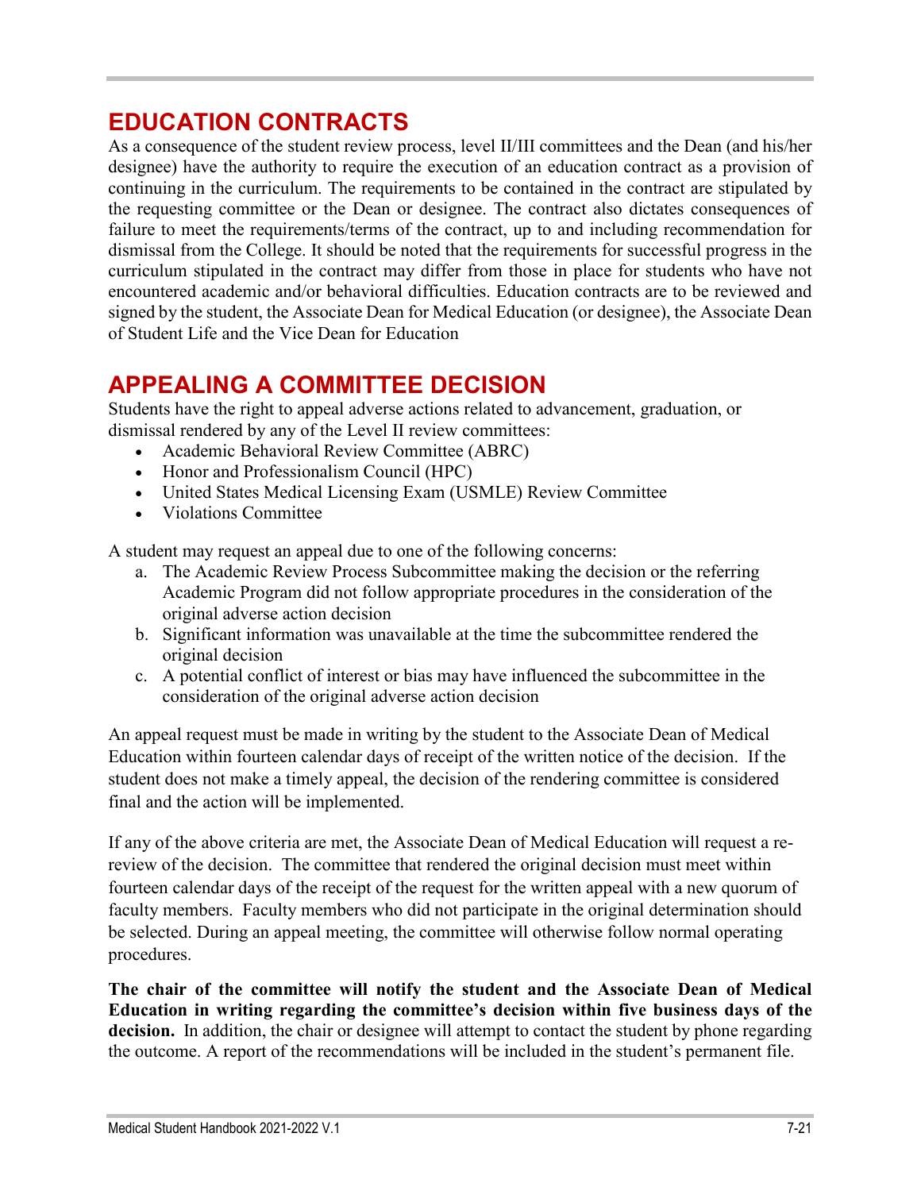## EDUCATION CONTRACTS

As a consequence of the student review process, level II/III committees and the Dean (and his/her designee) have the authority to require the execution of an education contract as a provision of continuing in the curriculum. The requirements to be contained in the contract are stipulated by the requesting committee or the Dean or designee. The contract also dictates consequences of failure to meet the requirements/terms of the contract, up to and including recommendation for dismissal from the College. It should be noted that the requirements for successful progress in the curriculum stipulated in the contract may differ from those in place for students who have not encountered academic and/or behavioral difficulties. Education contracts are to be reviewed and signed by the student, the Associate Dean for Medical Education (or designee), the Associate Dean of Student Life and the Vice Dean for Education

## APPEALING A COMMITTEE DECISION

Students have the right to appeal adverse actions related to advancement, graduation, or dismissal rendered by any of the Level II review committees:

- Academic Behavioral Review Committee (ABRC)
- Honor and Professionalism Council (HPC)
- United States Medical Licensing Exam (USMLE) Review Committee
- Violations Committee

A student may request an appeal due to one of the following concerns:

a. The Academic Review Process Subcommittee making the decision or the referring Academic Program did not follow appropriate procedures in the consideration of the original adverse action decision
b. Significant information was unavailable at the time the subcommittee rendered the original decision
c. A potential conflict of interest or bias may have influenced the subcommittee in the consideration of the original adverse action decision

An appeal request must be made in writing by the student to the Associate Dean of Medical Education within fourteen calendar days of receipt of the written notice of the decision. If the student does not make a timely appeal, the decision of the rendering committee is considered final and the action will be implemented.

If any of the above criteria are met, the Associate Dean of Medical Education will request a re-review of the decision. The committee that rendered the original decision must meet within fourteen calendar days of the receipt of the request for the written appeal with a new quorum of faculty members. Faculty members who did not participate in the original determination should be selected. During an appeal meeting, the committee will otherwise follow normal operating procedures.

**The chair of the committee will notify the student and the Associate Dean of Medical Education in writing regarding the committee's decision within five business days of the decision.** In addition, the chair or designee will attempt to contact the student by phone regarding the outcome. A report of the recommendations will be included in the student's permanent file.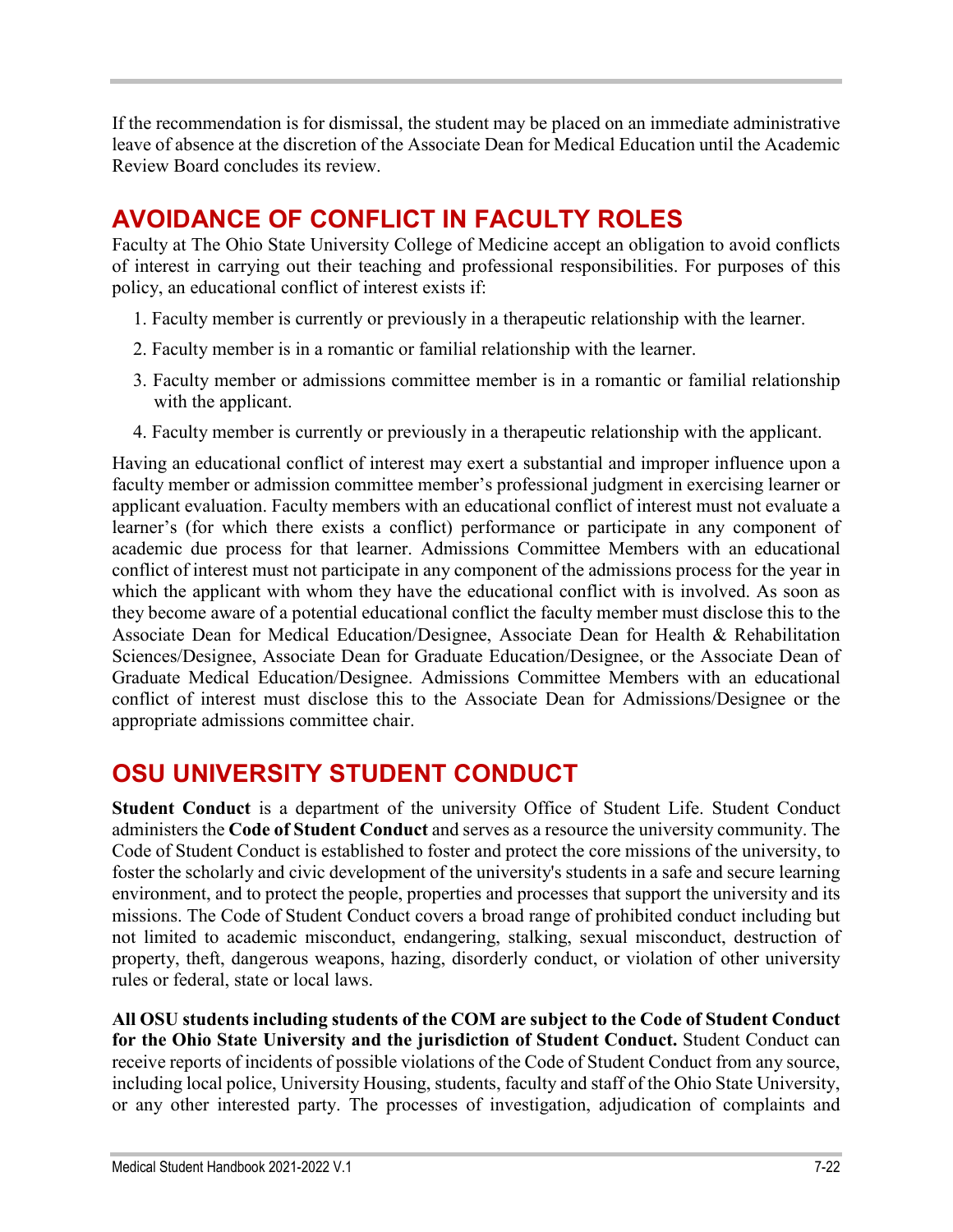If the recommendation is for dismissal, the student may be placed on an immediate administrative leave of absence at the discretion of the Associate Dean for Medical Education until the Academic Review Board concludes its review.

## AVOIDANCE OF CONFLICT IN FACULTY ROLES

Faculty at The Ohio State University College of Medicine accept an obligation to avoid conflicts of interest in carrying out their teaching and professional responsibilities. For purposes of this policy, an educational conflict of interest exists if:

1. Faculty member is currently or previously in a therapeutic relationship with the learner.
2. Faculty member is in a romantic or familial relationship with the learner.
3. Faculty member or admissions committee member is in a romantic or familial relationship with the applicant.
4. Faculty member is currently or previously in a therapeutic relationship with the applicant.

Having an educational conflict of interest may exert a substantial and improper influence upon a faculty member or admission committee member's professional judgment in exercising learner or applicant evaluation. Faculty members with an educational conflict of interest must not evaluate a learner's (for which there exists a conflict) performance or participate in any component of academic due process for that learner. Admissions Committee Members with an educational conflict of interest must not participate in any component of the admissions process for the year in which the applicant with whom they have the educational conflict with is involved. As soon as they become aware of a potential educational conflict the faculty member must disclose this to the Associate Dean for Medical Education/Designee, Associate Dean for Health & Rehabilitation Sciences/Designee, Associate Dean for Graduate Education/Designee, or the Associate Dean of Graduate Medical Education/Designee. Admissions Committee Members with an educational conflict of interest must disclose this to the Associate Dean for Admissions/Designee or the appropriate admissions committee chair.

## OSU UNIVERSITY STUDENT CONDUCT

**Student Conduct** is a department of the university Office of Student Life. Student Conduct administers the **Code of Student Conduct** and serves as a resource the university community. The Code of Student Conduct is established to foster and protect the core missions of the university, to foster the scholarly and civic development of the university's students in a safe and secure learning environment, and to protect the people, properties and processes that support the university and its missions. The Code of Student Conduct covers a broad range of prohibited conduct including but not limited to academic misconduct, endangering, stalking, sexual misconduct, destruction of property, theft, dangerous weapons, hazing, disorderly conduct, or violation of other university rules or federal, state or local laws.

**All OSU students including students of the COM are subject to the Code of Student Conduct for the Ohio State University and the jurisdiction of Student Conduct.** Student Conduct can receive reports of incidents of possible violations of the Code of Student Conduct from any source, including local police, University Housing, students, faculty and staff of the Ohio State University, or any other interested party. The processes of investigation, adjudication of complaints and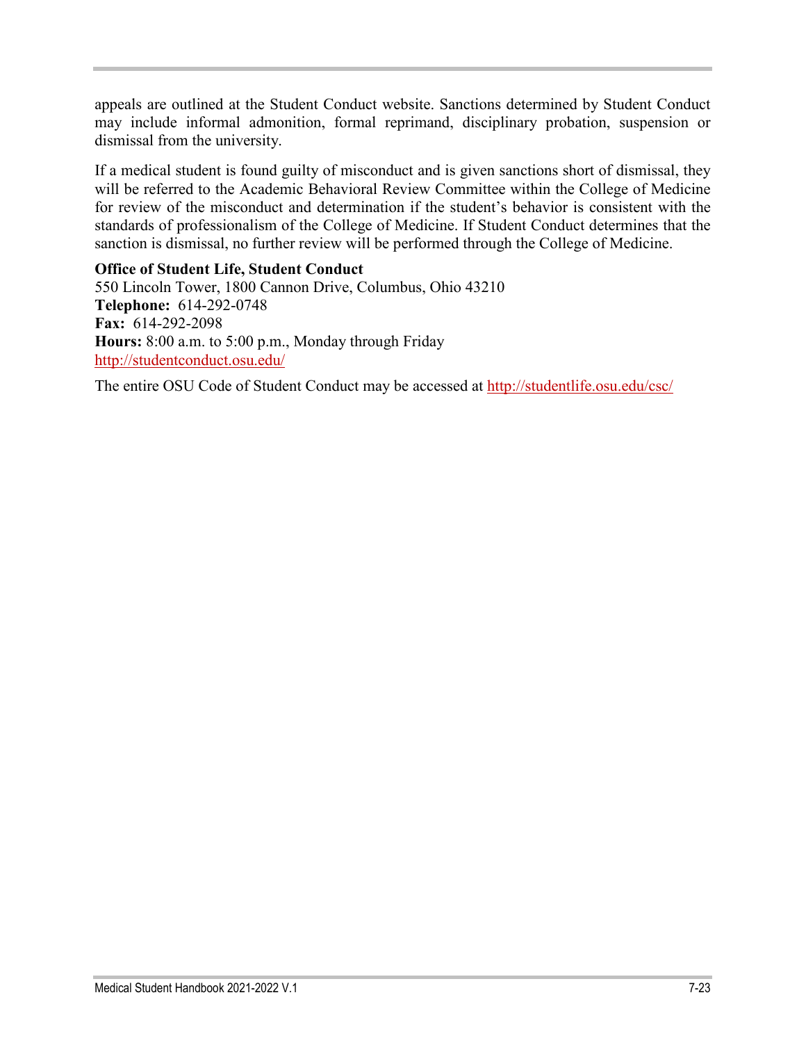appeals are outlined at the Student Conduct website. Sanctions determined by Student Conduct may include informal admonition, formal reprimand, disciplinary probation, suspension or dismissal from the university.

If a medical student is found guilty of misconduct and is given sanctions short of dismissal, they will be referred to the Academic Behavioral Review Committee within the College of Medicine for review of the misconduct and determination if the student's behavior is consistent with the standards of professionalism of the College of Medicine. If Student Conduct determines that the sanction is dismissal, no further review will be performed through the College of Medicine.

**Office of Student Life, Student Conduct**
550 Lincoln Tower, 1800 Cannon Drive, Columbus, Ohio 43210
**Telephone:** 614-292-0748
**Fax:** 614-292-2098
**Hours:** 8:00 a.m. to 5:00 p.m., Monday through Friday
http://studentconduct.osu.edu/

The entire OSU Code of Student Conduct may be accessed at http://studentlife.osu.edu/csc/